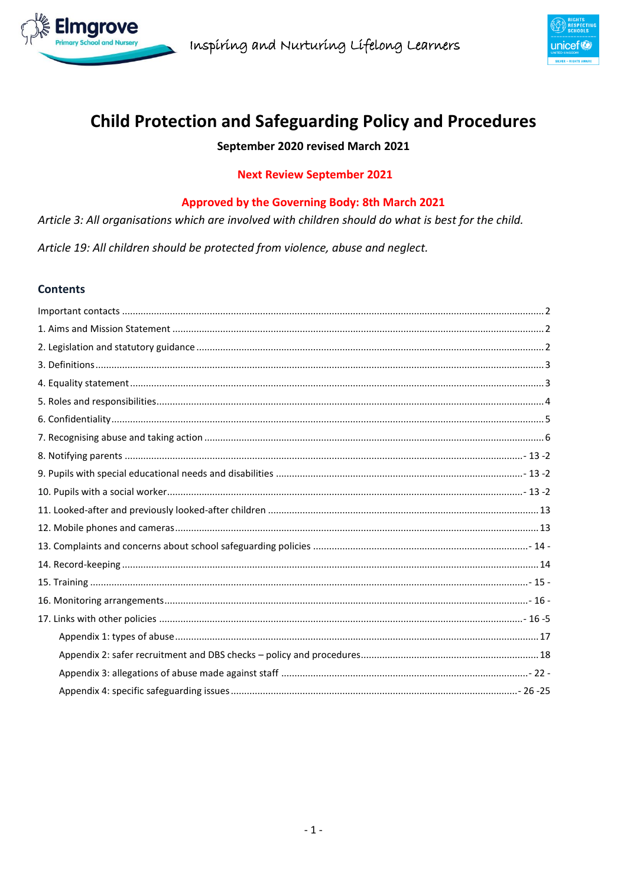Elmgrove Primary School and Nursery

Inspiring and Nurturing Lifelong Learners

# Child Protection and Safeguarding Policy and Procedures

**September 2020 revised March 2021**

**Next Review September 2021**

**Approved by the Governing Body: 8th March 2021**

*Article 3: All organisations which are involved with children should do what is best for the child.*

*Article 19: All children should be protected from violence, abuse and neglect.*

## Contents

Important contacts ........ 2
1. Aims and Mission Statement ........ 2
2. Legislation and statutory guidance ........ 2
3. Definitions ........ 3
4. Equality statement ........ 3
5. Roles and responsibilities ........ 4
6. Confidentiality ........ 5
7. Recognising abuse and taking action ........ 6
8. Notifying parents ........ - 13 -2
9. Pupils with special educational needs and disabilities ........ - 13 -2
10. Pupils with a social worker ........ - 13 -2
11. Looked-after and previously looked-after children ........ 13
12. Mobile phones and cameras ........ 13
13. Complaints and concerns about school safeguarding policies ........ - 14 -
14. Record-keeping ........ 14
15. Training ........ - 15 -
16. Monitoring arrangements ........ - 16 -
17. Links with other policies ........ - 16 -5
- Appendix 1: types of abuse ........ 17
- Appendix 2: safer recruitment and DBS checks – policy and procedures ........ 18
- Appendix 3: allegations of abuse made against staff ........ - 22 -
- Appendix 4: specific safeguarding issues ........ - 26 -25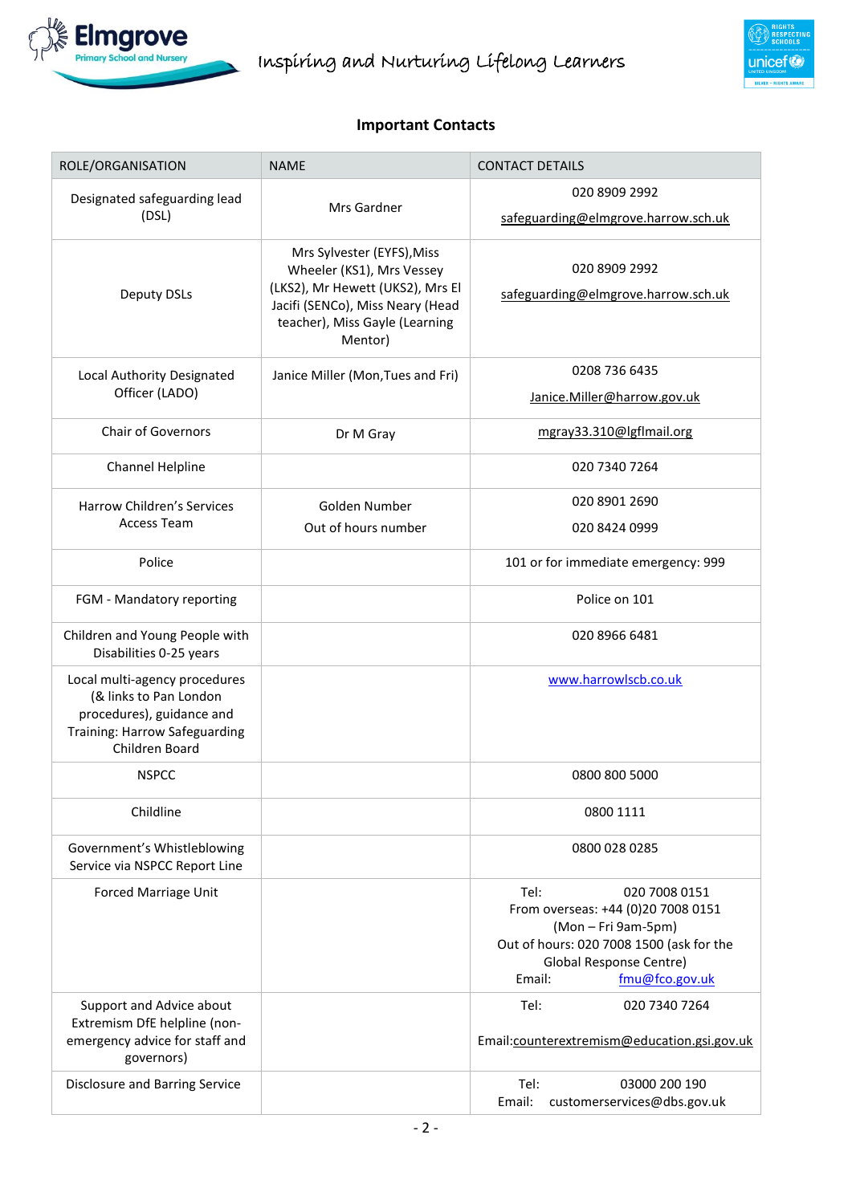## Important Contacts

| ROLE/ORGANISATION | NAME | CONTACT DETAILS |
|---|---|---|
| Designated safeguarding lead (DSL) | Mrs Gardner | 020 8909 2992<br>safeguarding@elmgrove.harrow.sch.uk |
| Deputy DSLs | Mrs Sylvester (EYFS),Miss Wheeler (KS1), Mrs Vessey (LKS2), Mr Hewett (UKS2), Mrs El Jacifi (SENCo), Miss Neary (Head teacher), Miss Gayle (Learning Mentor) | 020 8909 2992<br>safeguarding@elmgrove.harrow.sch.uk |
| Local Authority Designated Officer (LADO) | Janice Miller (Mon,Tues and Fri) | 0208 736 6435<br>Janice.Miller@harrow.gov.uk |
| Chair of Governors | Dr M Gray | mgray33.310@lgflmail.org |
| Channel Helpline | | 020 7340 7264 |
| Harrow Children's Services Access Team | Golden Number<br>Out of hours number | 020 8901 2690<br>020 8424 0999 |
| Police | | 101 or for immediate emergency: 999 |
| FGM - Mandatory reporting | | Police on 101 |
| Children and Young People with Disabilities 0-25 years | | 020 8966 6481 |
| Local multi-agency procedures (& links to Pan London procedures), guidance and Training: Harrow Safeguarding Children Board | | www.harrowlscb.co.uk |
| NSPCC | | 0800 800 5000 |
| Childline | | 0800 1111 |
| Government's Whistleblowing Service via NSPCC Report Line | | 0800 028 0285 |
| Forced Marriage Unit | | Tel: 020 7008 0151<br>From overseas: +44 (0)20 7008 0151<br>(Mon – Fri 9am-5pm)<br>Out of hours: 020 7008 1500 (ask for the Global Response Centre)<br>Email: fmu@fco.gov.uk |
| Support and Advice about Extremism DfE helpline (non-emergency advice for staff and governors) | | Tel: 020 7340 7264<br>Email:counterextremism@education.gsi.gov.uk |
| Disclosure and Barring Service | | Tel: 03000 200 190<br>Email: customerservices@dbs.gov.uk |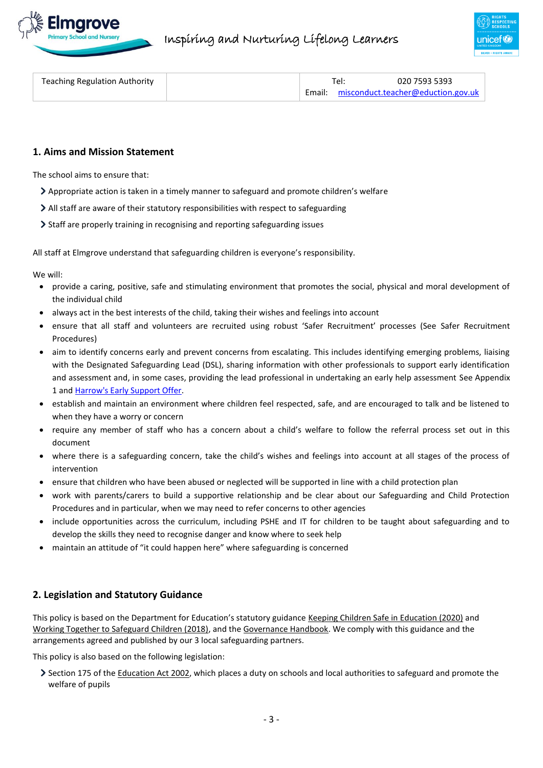| Teaching Regulation Authority | | Tel: 020 7593 5393<br>Email: misconduct.teacher@eduction.gov.uk |
|---|---|---|

## 1. Aims and Mission Statement

The school aims to ensure that:

- Appropriate action is taken in a timely manner to safeguard and promote children's welfare
- All staff are aware of their statutory responsibilities with respect to safeguarding
- Staff are properly training in recognising and reporting safeguarding issues

All staff at Elmgrove understand that safeguarding children is everyone's responsibility.

We will:

- provide a caring, positive, safe and stimulating environment that promotes the social, physical and moral development of the individual child
- always act in the best interests of the child, taking their wishes and feelings into account
- ensure that all staff and volunteers are recruited using robust 'Safer Recruitment' processes (See Safer Recruitment Procedures)
- aim to identify concerns early and prevent concerns from escalating. This includes identifying emerging problems, liaising with the Designated Safeguarding Lead (DSL), sharing information with other professionals to support early identification and assessment and, in some cases, providing the lead professional in undertaking an early help assessment See Appendix 1 and Harrow's Early Support Offer.
- establish and maintain an environment where children feel respected, safe, and are encouraged to talk and be listened to when they have a worry or concern
- require any member of staff who has a concern about a child's welfare to follow the referral process set out in this document
- where there is a safeguarding concern, take the child's wishes and feelings into account at all stages of the process of intervention
- ensure that children who have been abused or neglected will be supported in line with a child protection plan
- work with parents/carers to build a supportive relationship and be clear about our Safeguarding and Child Protection Procedures and in particular, when we may need to refer concerns to other agencies
- include opportunities across the curriculum, including PSHE and IT for children to be taught about safeguarding and to develop the skills they need to recognise danger and know where to seek help
- maintain an attitude of "it could happen here" where safeguarding is concerned

## 2. Legislation and Statutory Guidance

This policy is based on the Department for Education's statutory guidance Keeping Children Safe in Education (2020) and Working Together to Safeguard Children (2018), and the Governance Handbook. We comply with this guidance and the arrangements agreed and published by our 3 local safeguarding partners.

This policy is also based on the following legislation:

- Section 175 of the Education Act 2002, which places a duty on schools and local authorities to safeguard and promote the welfare of pupils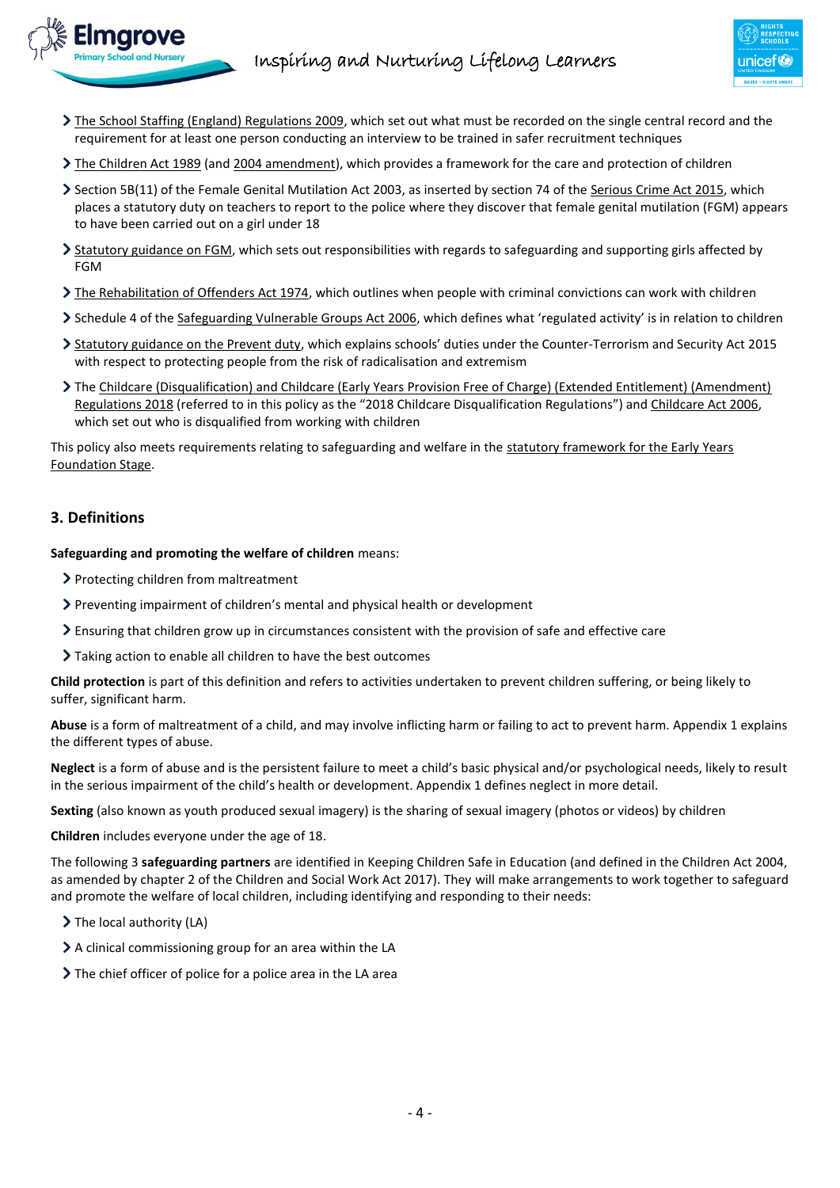- The School Staffing (England) Regulations 2009, which set out what must be recorded on the single central record and the requirement for at least one person conducting an interview to be trained in safer recruitment techniques
- The Children Act 1989 (and 2004 amendment), which provides a framework for the care and protection of children
- Section 5B(11) of the Female Genital Mutilation Act 2003, as inserted by section 74 of the Serious Crime Act 2015, which places a statutory duty on teachers to report to the police where they discover that female genital mutilation (FGM) appears to have been carried out on a girl under 18
- Statutory guidance on FGM, which sets out responsibilities with regards to safeguarding and supporting girls affected by FGM
- The Rehabilitation of Offenders Act 1974, which outlines when people with criminal convictions can work with children
- Schedule 4 of the Safeguarding Vulnerable Groups Act 2006, which defines what 'regulated activity' is in relation to children
- Statutory guidance on the Prevent duty, which explains schools' duties under the Counter-Terrorism and Security Act 2015 with respect to protecting people from the risk of radicalisation and extremism
- The Childcare (Disqualification) and Childcare (Early Years Provision Free of Charge) (Extended Entitlement) (Amendment) Regulations 2018 (referred to in this policy as the "2018 Childcare Disqualification Regulations") and Childcare Act 2006, which set out who is disqualified from working with children

This policy also meets requirements relating to safeguarding and welfare in the statutory framework for the Early Years Foundation Stage.

## 3. Definitions

**Safeguarding and promoting the welfare of children** means:

- Protecting children from maltreatment
- Preventing impairment of children's mental and physical health or development
- Ensuring that children grow up in circumstances consistent with the provision of safe and effective care
- Taking action to enable all children to have the best outcomes

**Child protection** is part of this definition and refers to activities undertaken to prevent children suffering, or being likely to suffer, significant harm.

**Abuse** is a form of maltreatment of a child, and may involve inflicting harm or failing to act to prevent harm. Appendix 1 explains the different types of abuse.

**Neglect** is a form of abuse and is the persistent failure to meet a child's basic physical and/or psychological needs, likely to result in the serious impairment of the child's health or development. Appendix 1 defines neglect in more detail.

**Sexting** (also known as youth produced sexual imagery) is the sharing of sexual imagery (photos or videos) by children

**Children** includes everyone under the age of 18.

The following 3 **safeguarding partners** are identified in Keeping Children Safe in Education (and defined in the Children Act 2004, as amended by chapter 2 of the Children and Social Work Act 2017). They will make arrangements to work together to safeguard and promote the welfare of local children, including identifying and responding to their needs:

- The local authority (LA)
- A clinical commissioning group for an area within the LA
- The chief officer of police for a police area in the LA area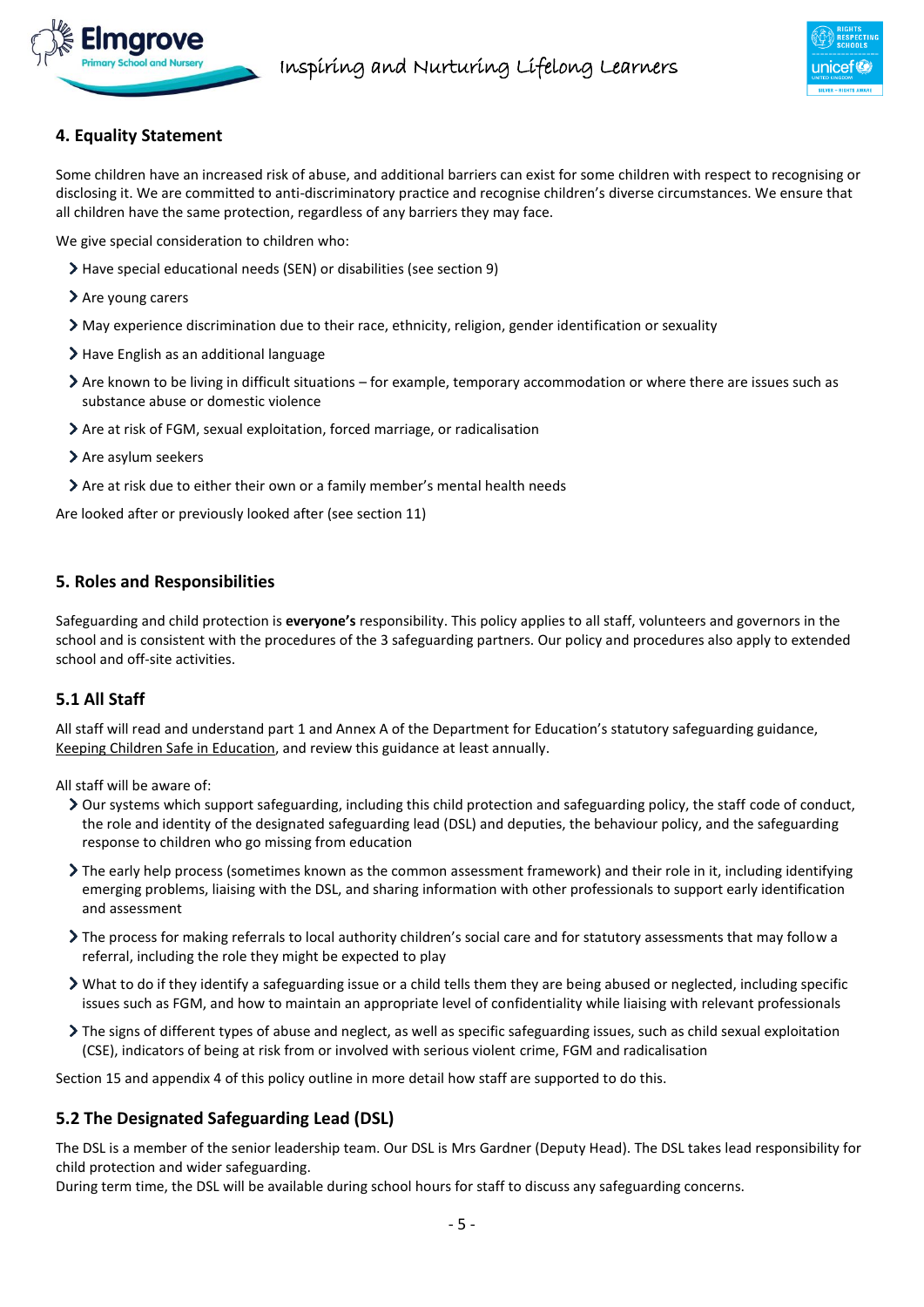## 4. Equality Statement

Some children have an increased risk of abuse, and additional barriers can exist for some children with respect to recognising or disclosing it. We are committed to anti-discriminatory practice and recognise children's diverse circumstances. We ensure that all children have the same protection, regardless of any barriers they may face.

We give special consideration to children who:

- Have special educational needs (SEN) or disabilities (see section 9)
- Are young carers
- May experience discrimination due to their race, ethnicity, religion, gender identification or sexuality
- Have English as an additional language
- Are known to be living in difficult situations – for example, temporary accommodation or where there are issues such as substance abuse or domestic violence
- Are at risk of FGM, sexual exploitation, forced marriage, or radicalisation
- Are asylum seekers
- Are at risk due to either their own or a family member's mental health needs

Are looked after or previously looked after (see section 11)

## 5. Roles and Responsibilities

Safeguarding and child protection is **everyone's** responsibility. This policy applies to all staff, volunteers and governors in the school and is consistent with the procedures of the 3 safeguarding partners. Our policy and procedures also apply to extended school and off-site activities.

### 5.1 All Staff

All staff will read and understand part 1 and Annex A of the Department for Education's statutory safeguarding guidance, Keeping Children Safe in Education, and review this guidance at least annually.

All staff will be aware of:

- Our systems which support safeguarding, including this child protection and safeguarding policy, the staff code of conduct, the role and identity of the designated safeguarding lead (DSL) and deputies, the behaviour policy, and the safeguarding response to children who go missing from education
- The early help process (sometimes known as the common assessment framework) and their role in it, including identifying emerging problems, liaising with the DSL, and sharing information with other professionals to support early identification and assessment
- The process for making referrals to local authority children's social care and for statutory assessments that may follow a referral, including the role they might be expected to play
- What to do if they identify a safeguarding issue or a child tells them they are being abused or neglected, including specific issues such as FGM, and how to maintain an appropriate level of confidentiality while liaising with relevant professionals
- The signs of different types of abuse and neglect, as well as specific safeguarding issues, such as child sexual exploitation (CSE), indicators of being at risk from or involved with serious violent crime, FGM and radicalisation

Section 15 and appendix 4 of this policy outline in more detail how staff are supported to do this.

### 5.2 The Designated Safeguarding Lead (DSL)

The DSL is a member of the senior leadership team. Our DSL is Mrs Gardner (Deputy Head). The DSL takes lead responsibility for child protection and wider safeguarding.
During term time, the DSL will be available during school hours for staff to discuss any safeguarding concerns.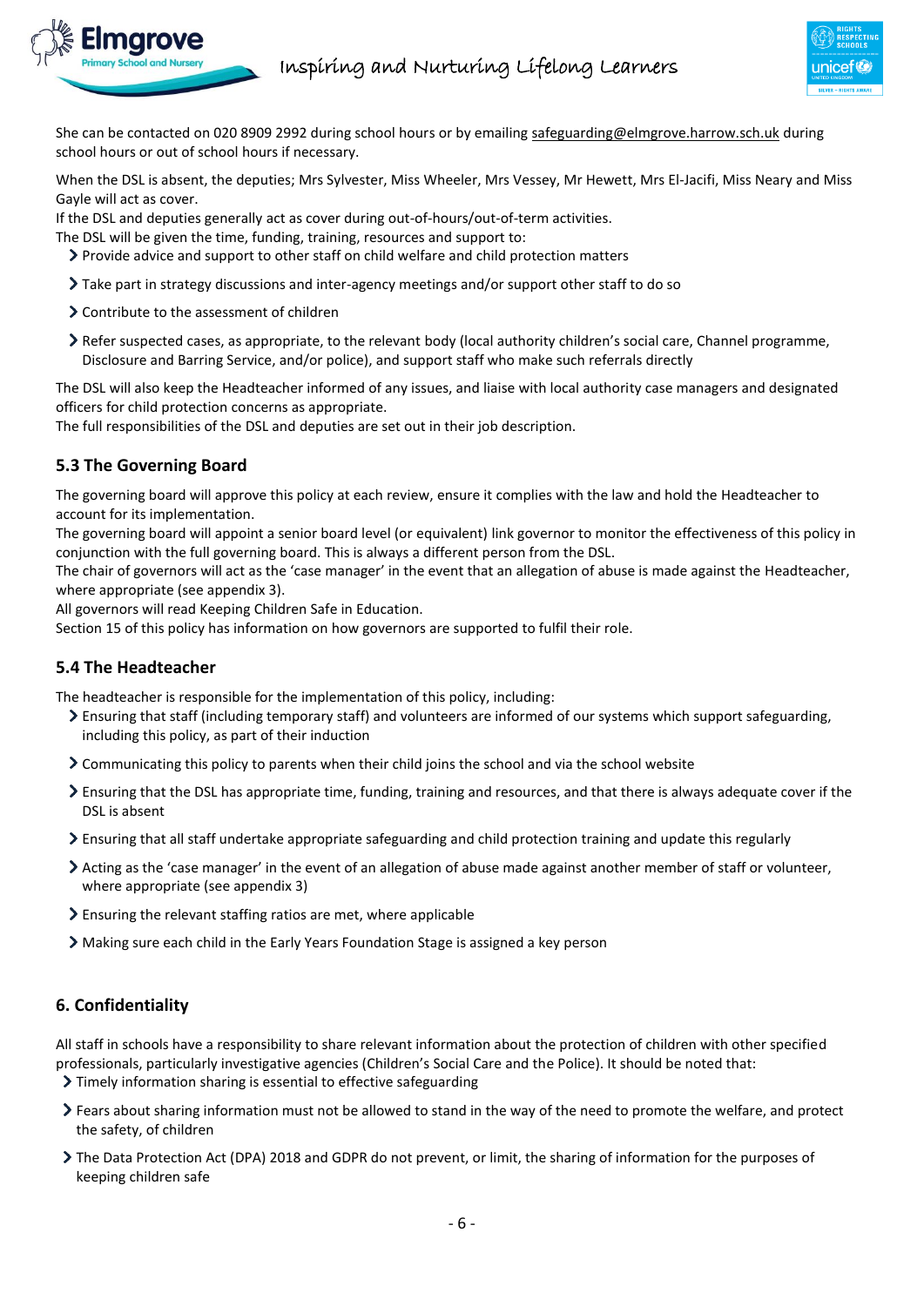She can be contacted on 020 8909 2992 during school hours or by emailing safeguarding@elmgrove.harrow.sch.uk during school hours or out of school hours if necessary.

When the DSL is absent, the deputies; Mrs Sylvester, Miss Wheeler, Mrs Vessey, Mr Hewett, Mrs El-Jacifi, Miss Neary and Miss Gayle will act as cover.

If the DSL and deputies generally act as cover during out-of-hours/out-of-term activities.

The DSL will be given the time, funding, training, resources and support to:

- Provide advice and support to other staff on child welfare and child protection matters
- Take part in strategy discussions and inter-agency meetings and/or support other staff to do so
- Contribute to the assessment of children
- Refer suspected cases, as appropriate, to the relevant body (local authority children's social care, Channel programme, Disclosure and Barring Service, and/or police), and support staff who make such referrals directly

The DSL will also keep the Headteacher informed of any issues, and liaise with local authority case managers and designated officers for child protection concerns as appropriate.

The full responsibilities of the DSL and deputies are set out in their job description.

### 5.3 The Governing Board

The governing board will approve this policy at each review, ensure it complies with the law and hold the Headteacher to account for its implementation.

The governing board will appoint a senior board level (or equivalent) link governor to monitor the effectiveness of this policy in conjunction with the full governing board. This is always a different person from the DSL.

The chair of governors will act as the 'case manager' in the event that an allegation of abuse is made against the Headteacher, where appropriate (see appendix 3).

All governors will read Keeping Children Safe in Education.

Section 15 of this policy has information on how governors are supported to fulfil their role.

### 5.4 The Headteacher

The headteacher is responsible for the implementation of this policy, including:

- Ensuring that staff (including temporary staff) and volunteers are informed of our systems which support safeguarding, including this policy, as part of their induction
- Communicating this policy to parents when their child joins the school and via the school website
- Ensuring that the DSL has appropriate time, funding, training and resources, and that there is always adequate cover if the DSL is absent
- Ensuring that all staff undertake appropriate safeguarding and child protection training and update this regularly
- Acting as the 'case manager' in the event of an allegation of abuse made against another member of staff or volunteer, where appropriate (see appendix 3)
- Ensuring the relevant staffing ratios are met, where applicable
- Making sure each child in the Early Years Foundation Stage is assigned a key person

## 6. Confidentiality

All staff in schools have a responsibility to share relevant information about the protection of children with other specified professionals, particularly investigative agencies (Children's Social Care and the Police). It should be noted that:

- Timely information sharing is essential to effective safeguarding
- Fears about sharing information must not be allowed to stand in the way of the need to promote the welfare, and protect the safety, of children
- The Data Protection Act (DPA) 2018 and GDPR do not prevent, or limit, the sharing of information for the purposes of keeping children safe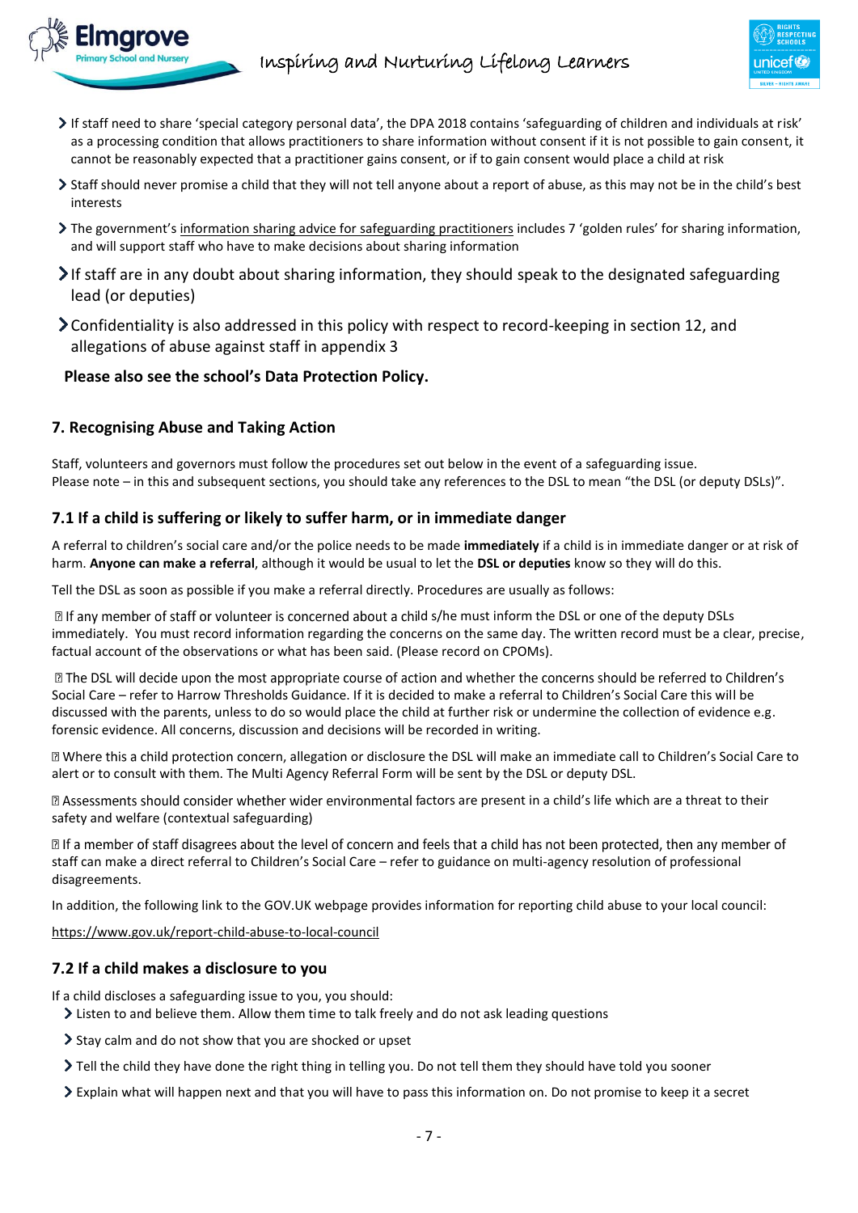- If staff need to share 'special category personal data', the DPA 2018 contains 'safeguarding of children and individuals at risk' as a processing condition that allows practitioners to share information without consent if it is not possible to gain consent, it cannot be reasonably expected that a practitioner gains consent, or if to gain consent would place a child at risk
- Staff should never promise a child that they will not tell anyone about a report of abuse, as this may not be in the child's best interests
- The government's information sharing advice for safeguarding practitioners includes 7 'golden rules' for sharing information, and will support staff who have to make decisions about sharing information
- If staff are in any doubt about sharing information, they should speak to the designated safeguarding lead (or deputies)
- Confidentiality is also addressed in this policy with respect to record-keeping in section 12, and allegations of abuse against staff in appendix 3

**Please also see the school's Data Protection Policy.**

## 7. Recognising Abuse and Taking Action

Staff, volunteers and governors must follow the procedures set out below in the event of a safeguarding issue.
Please note – in this and subsequent sections, you should take any references to the DSL to mean "the DSL (or deputy DSLs)".

### 7.1 If a child is suffering or likely to suffer harm, or in immediate danger

A referral to children's social care and/or the police needs to be made **immediately** if a child is in immediate danger or at risk of harm. **Anyone can make a referral**, although it would be usual to let the **DSL or deputies** know so they will do this.

Tell the DSL as soon as possible if you make a referral directly. Procedures are usually as follows:

- If any member of staff or volunteer is concerned about a child s/he must inform the DSL or one of the deputy DSLs immediately. You must record information regarding the concerns on the same day. The written record must be a clear, precise, factual account of the observations or what has been said. (Please record on CPOMs).

- The DSL will decide upon the most appropriate course of action and whether the concerns should be referred to Children's Social Care – refer to Harrow Thresholds Guidance. If it is decided to make a referral to Children's Social Care this will be discussed with the parents, unless to do so would place the child at further risk or undermine the collection of evidence e.g. forensic evidence. All concerns, discussion and decisions will be recorded in writing.

- Where this a child protection concern, allegation or disclosure the DSL will make an immediate call to Children's Social Care to alert or to consult with them. The Multi Agency Referral Form will be sent by the DSL or deputy DSL.

- Assessments should consider whether wider environmental factors are present in a child's life which are a threat to their safety and welfare (contextual safeguarding)

- If a member of staff disagrees about the level of concern and feels that a child has not been protected, then any member of staff can make a direct referral to Children's Social Care – refer to guidance on multi-agency resolution of professional disagreements.

In addition, the following link to the GOV.UK webpage provides information for reporting child abuse to your local council:

https://www.gov.uk/report-child-abuse-to-local-council

### 7.2 If a child makes a disclosure to you

If a child discloses a safeguarding issue to you, you should:

- Listen to and believe them. Allow them time to talk freely and do not ask leading questions
- Stay calm and do not show that you are shocked or upset
- Tell the child they have done the right thing in telling you. Do not tell them they should have told you sooner
- Explain what will happen next and that you will have to pass this information on. Do not promise to keep it a secret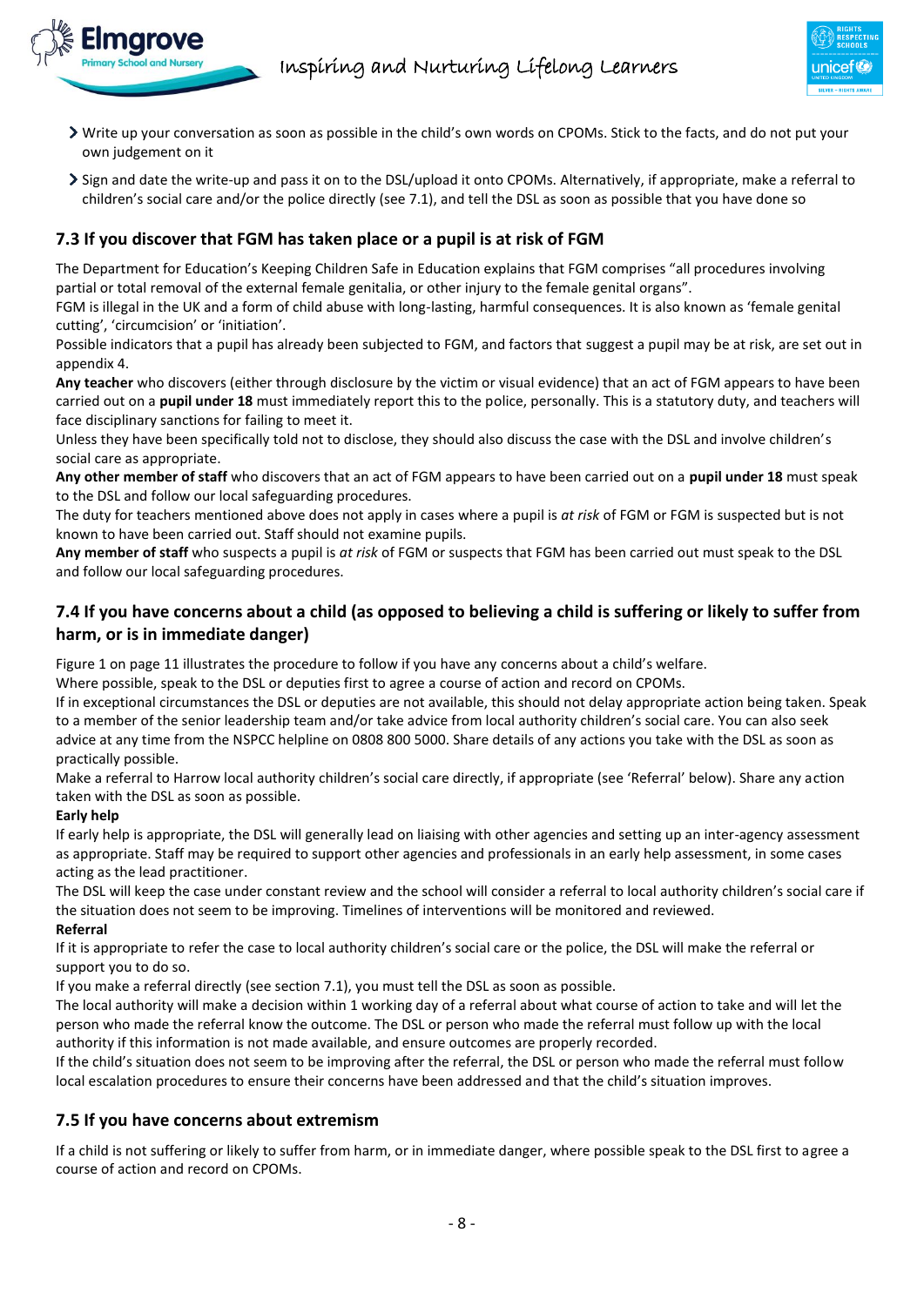- Write up your conversation as soon as possible in the child's own words on CPOMs. Stick to the facts, and do not put your own judgement on it
- Sign and date the write-up and pass it on to the DSL/upload it onto CPOMs. Alternatively, if appropriate, make a referral to children's social care and/or the police directly (see 7.1), and tell the DSL as soon as possible that you have done so

## 7.3 If you discover that FGM has taken place or a pupil is at risk of FGM

The Department for Education's Keeping Children Safe in Education explains that FGM comprises "all procedures involving partial or total removal of the external female genitalia, or other injury to the female genital organs".

FGM is illegal in the UK and a form of child abuse with long-lasting, harmful consequences. It is also known as 'female genital cutting', 'circumcision' or 'initiation'.

Possible indicators that a pupil has already been subjected to FGM, and factors that suggest a pupil may be at risk, are set out in appendix 4.

**Any teacher** who discovers (either through disclosure by the victim or visual evidence) that an act of FGM appears to have been carried out on a **pupil under 18** must immediately report this to the police, personally. This is a statutory duty, and teachers will face disciplinary sanctions for failing to meet it.

Unless they have been specifically told not to disclose, they should also discuss the case with the DSL and involve children's social care as appropriate.

**Any other member of staff** who discovers that an act of FGM appears to have been carried out on a **pupil under 18** must speak to the DSL and follow our local safeguarding procedures.

The duty for teachers mentioned above does not apply in cases where a pupil is *at risk* of FGM or FGM is suspected but is not known to have been carried out. Staff should not examine pupils.

**Any member of staff** who suspects a pupil is *at risk* of FGM or suspects that FGM has been carried out must speak to the DSL and follow our local safeguarding procedures.

## 7.4 If you have concerns about a child (as opposed to believing a child is suffering or likely to suffer from harm, or is in immediate danger)

Figure 1 on page 11 illustrates the procedure to follow if you have any concerns about a child's welfare.

Where possible, speak to the DSL or deputies first to agree a course of action and record on CPOMs.

If in exceptional circumstances the DSL or deputies are not available, this should not delay appropriate action being taken. Speak to a member of the senior leadership team and/or take advice from local authority children's social care. You can also seek advice at any time from the NSPCC helpline on 0808 800 5000. Share details of any actions you take with the DSL as soon as practically possible.

Make a referral to Harrow local authority children's social care directly, if appropriate (see 'Referral' below). Share any action taken with the DSL as soon as possible.

**Early help**

If early help is appropriate, the DSL will generally lead on liaising with other agencies and setting up an inter-agency assessment as appropriate. Staff may be required to support other agencies and professionals in an early help assessment, in some cases acting as the lead practitioner.

The DSL will keep the case under constant review and the school will consider a referral to local authority children's social care if the situation does not seem to be improving. Timelines of interventions will be monitored and reviewed.

**Referral**

If it is appropriate to refer the case to local authority children's social care or the police, the DSL will make the referral or support you to do so.

If you make a referral directly (see section 7.1), you must tell the DSL as soon as possible.

The local authority will make a decision within 1 working day of a referral about what course of action to take and will let the person who made the referral know the outcome. The DSL or person who made the referral must follow up with the local authority if this information is not made available, and ensure outcomes are properly recorded.

If the child's situation does not seem to be improving after the referral, the DSL or person who made the referral must follow local escalation procedures to ensure their concerns have been addressed and that the child's situation improves.

## 7.5 If you have concerns about extremism

If a child is not suffering or likely to suffer from harm, or in immediate danger, where possible speak to the DSL first to agree a course of action and record on CPOMs.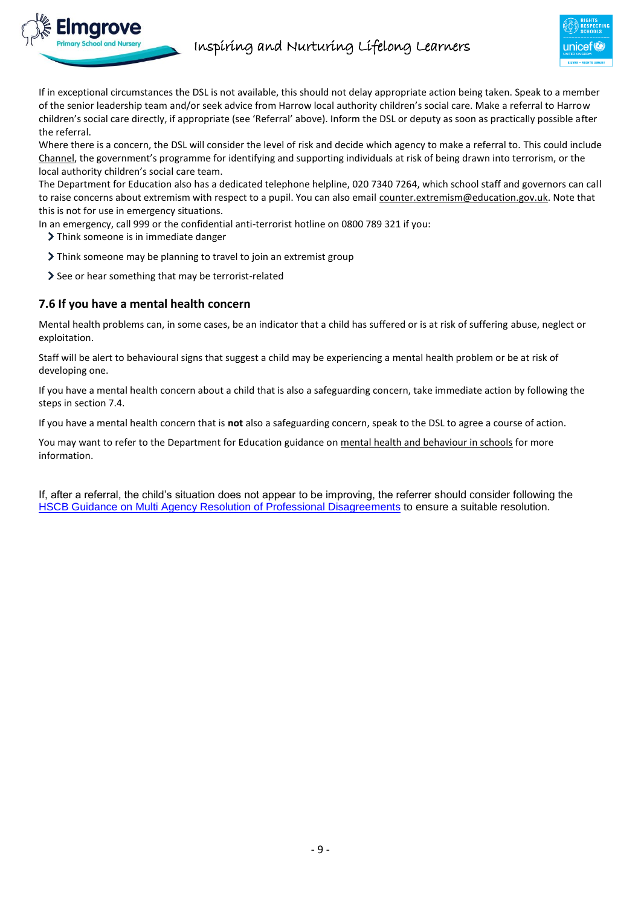If in exceptional circumstances the DSL is not available, this should not delay appropriate action being taken. Speak to a member of the senior leadership team and/or seek advice from Harrow local authority children's social care. Make a referral to Harrow children's social care directly, if appropriate (see 'Referral' above). Inform the DSL or deputy as soon as practically possible after the referral.

Where there is a concern, the DSL will consider the level of risk and decide which agency to make a referral to. This could include Channel, the government's programme for identifying and supporting individuals at risk of being drawn into terrorism, or the local authority children's social care team.

The Department for Education also has a dedicated telephone helpline, 020 7340 7264, which school staff and governors can call to raise concerns about extremism with respect to a pupil. You can also email counter.extremism@education.gov.uk. Note that this is not for use in emergency situations.

In an emergency, call 999 or the confidential anti-terrorist hotline on 0800 789 321 if you:

- Think someone is in immediate danger
- Think someone may be planning to travel to join an extremist group
- See or hear something that may be terrorist-related

### 7.6 If you have a mental health concern

Mental health problems can, in some cases, be an indicator that a child has suffered or is at risk of suffering abuse, neglect or exploitation.

Staff will be alert to behavioural signs that suggest a child may be experiencing a mental health problem or be at risk of developing one.

If you have a mental health concern about a child that is also a safeguarding concern, take immediate action by following the steps in section 7.4.

If you have a mental health concern that is **not** also a safeguarding concern, speak to the DSL to agree a course of action.

You may want to refer to the Department for Education guidance on mental health and behaviour in schools for more information.

If, after a referral, the child's situation does not appear to be improving, the referrer should consider following the HSCB Guidance on Multi Agency Resolution of Professional Disagreements to ensure a suitable resolution.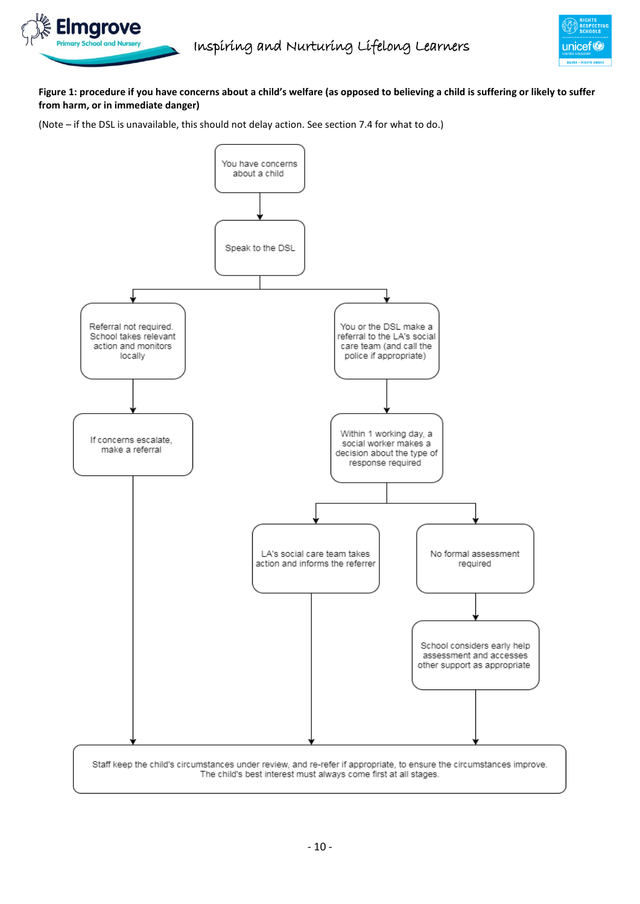**Figure 1: procedure if you have concerns about a child's welfare (as opposed to believing a child is suffering or likely to suffer from harm, or in immediate danger)**

(Note – if the DSL is unavailable, this should not delay action. See section 7.4 for what to do.)

You have concerns about a child

Speak to the DSL

Referral not required. School takes relevant action and monitors locally

You or the DSL make a referral to the LA's social care team (and call the police if appropriate)

If concerns escalate, make a referral

Within 1 working day, a social worker makes a decision about the type of response required

LA's social care team takes action and informs the referrer

No formal assessment required

School considers early help assessment and accesses other support as appropriate

Staff keep the child's circumstances under review, and re-refer if appropriate, to ensure the circumstances improve. The child's best interest must always come first at all stages.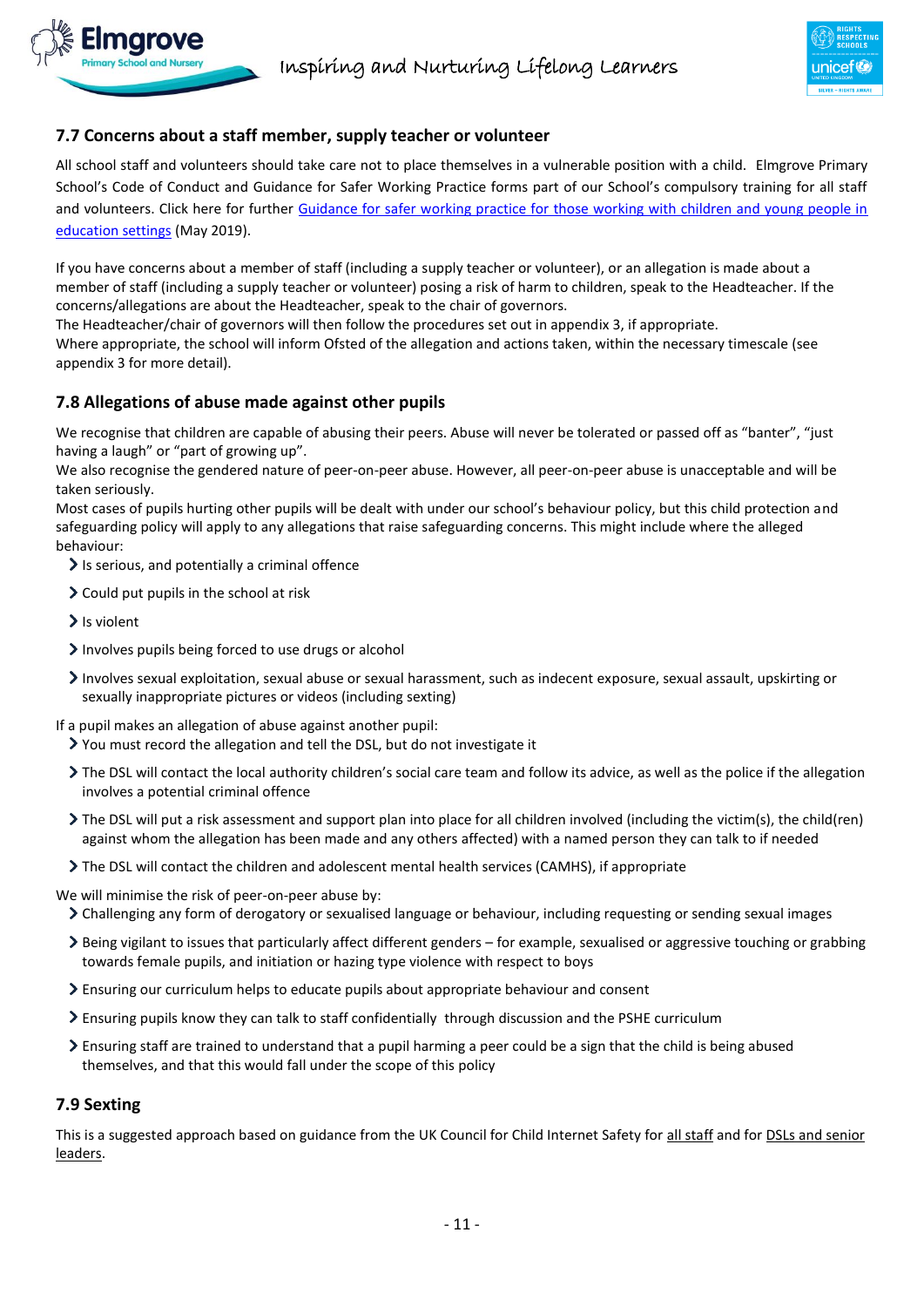## 7.7 Concerns about a staff member, supply teacher or volunteer

All school staff and volunteers should take care not to place themselves in a vulnerable position with a child. Elmgrove Primary School's Code of Conduct and Guidance for Safer Working Practice forms part of our School's compulsory training for all staff and volunteers. Click here for further Guidance for safer working practice for those working with children and young people in education settings (May 2019).

If you have concerns about a member of staff (including a supply teacher or volunteer), or an allegation is made about a member of staff (including a supply teacher or volunteer) posing a risk of harm to children, speak to the Headteacher. If the concerns/allegations are about the Headteacher, speak to the chair of governors.
The Headteacher/chair of governors will then follow the procedures set out in appendix 3, if appropriate.
Where appropriate, the school will inform Ofsted of the allegation and actions taken, within the necessary timescale (see appendix 3 for more detail).

## 7.8 Allegations of abuse made against other pupils

We recognise that children are capable of abusing their peers. Abuse will never be tolerated or passed off as "banter", "just having a laugh" or "part of growing up".
We also recognise the gendered nature of peer-on-peer abuse. However, all peer-on-peer abuse is unacceptable and will be taken seriously.
Most cases of pupils hurting other pupils will be dealt with under our school's behaviour policy, but this child protection and safeguarding policy will apply to any allegations that raise safeguarding concerns. This might include where the alleged behaviour:

- Is serious, and potentially a criminal offence
- Could put pupils in the school at risk
- Is violent
- Involves pupils being forced to use drugs or alcohol
- Involves sexual exploitation, sexual abuse or sexual harassment, such as indecent exposure, sexual assault, upskirting or sexually inappropriate pictures or videos (including sexting)

If a pupil makes an allegation of abuse against another pupil:

- You must record the allegation and tell the DSL, but do not investigate it
- The DSL will contact the local authority children's social care team and follow its advice, as well as the police if the allegation involves a potential criminal offence
- The DSL will put a risk assessment and support plan into place for all children involved (including the victim(s), the child(ren) against whom the allegation has been made and any others affected) with a named person they can talk to if needed
- The DSL will contact the children and adolescent mental health services (CAMHS), if appropriate

We will minimise the risk of peer-on-peer abuse by:

- Challenging any form of derogatory or sexualised language or behaviour, including requesting or sending sexual images
- Being vigilant to issues that particularly affect different genders – for example, sexualised or aggressive touching or grabbing towards female pupils, and initiation or hazing type violence with respect to boys
- Ensuring our curriculum helps to educate pupils about appropriate behaviour and consent
- Ensuring pupils know they can talk to staff confidentially through discussion and the PSHE curriculum
- Ensuring staff are trained to understand that a pupil harming a peer could be a sign that the child is being abused themselves, and that this would fall under the scope of this policy

## 7.9 Sexting

This is a suggested approach based on guidance from the UK Council for Child Internet Safety for all staff and for DSLs and senior leaders.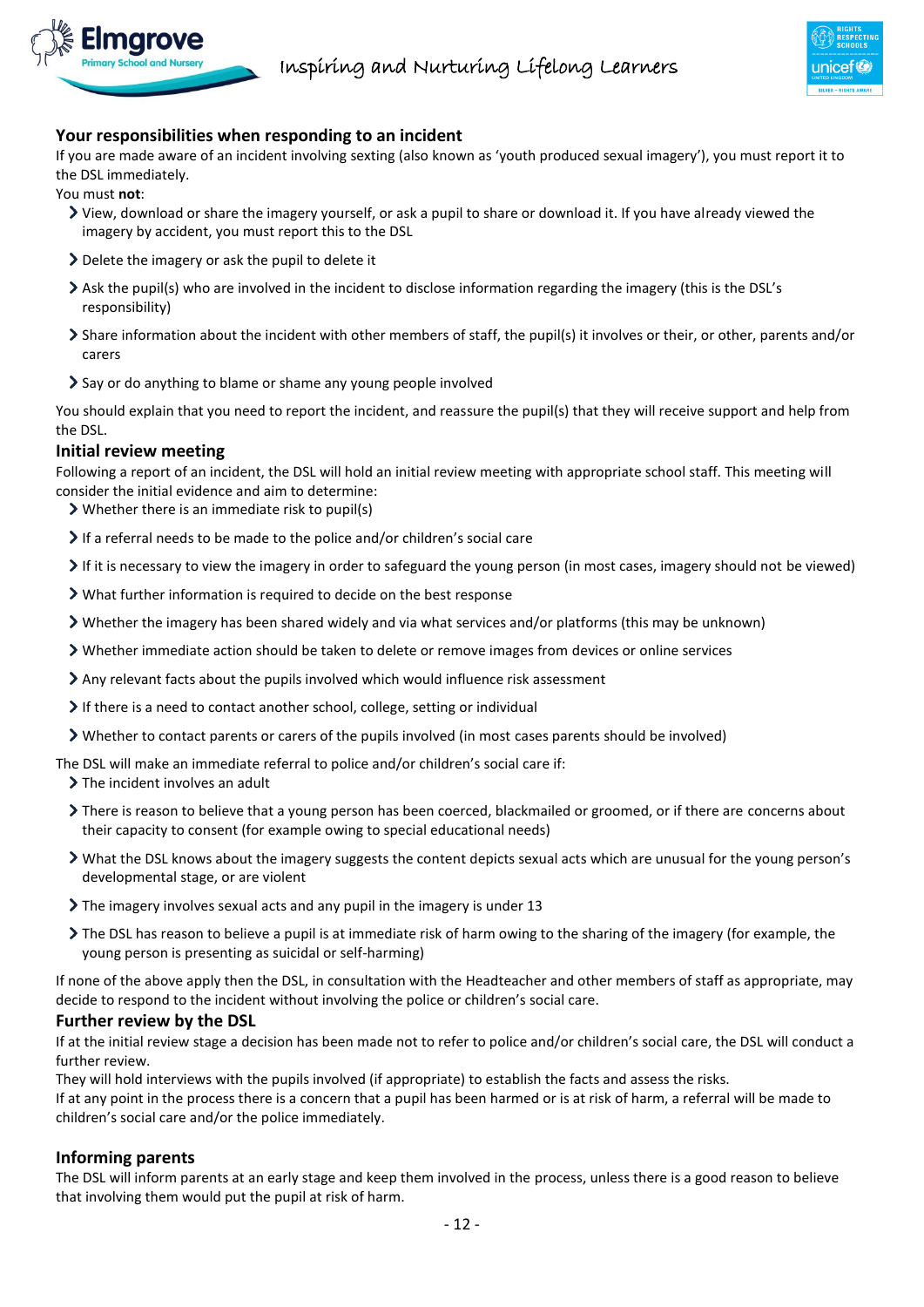## Your responsibilities when responding to an incident

If you are made aware of an incident involving sexting (also known as 'youth produced sexual imagery'), you must report it to the DSL immediately.

You must **not**:

- View, download or share the imagery yourself, or ask a pupil to share or download it. If you have already viewed the imagery by accident, you must report this to the DSL
- Delete the imagery or ask the pupil to delete it
- Ask the pupil(s) who are involved in the incident to disclose information regarding the imagery (this is the DSL's responsibility)
- Share information about the incident with other members of staff, the pupil(s) it involves or their, or other, parents and/or carers
- Say or do anything to blame or shame any young people involved

You should explain that you need to report the incident, and reassure the pupil(s) that they will receive support and help from the DSL.

## Initial review meeting

Following a report of an incident, the DSL will hold an initial review meeting with appropriate school staff. This meeting will consider the initial evidence and aim to determine:

- Whether there is an immediate risk to pupil(s)
- If a referral needs to be made to the police and/or children's social care
- If it is necessary to view the imagery in order to safeguard the young person (in most cases, imagery should not be viewed)
- What further information is required to decide on the best response
- Whether the imagery has been shared widely and via what services and/or platforms (this may be unknown)
- Whether immediate action should be taken to delete or remove images from devices or online services
- Any relevant facts about the pupils involved which would influence risk assessment
- If there is a need to contact another school, college, setting or individual
- Whether to contact parents or carers of the pupils involved (in most cases parents should be involved)

The DSL will make an immediate referral to police and/or children's social care if:

- The incident involves an adult
- There is reason to believe that a young person has been coerced, blackmailed or groomed, or if there are concerns about their capacity to consent (for example owing to special educational needs)
- What the DSL knows about the imagery suggests the content depicts sexual acts which are unusual for the young person's developmental stage, or are violent
- The imagery involves sexual acts and any pupil in the imagery is under 13
- The DSL has reason to believe a pupil is at immediate risk of harm owing to the sharing of the imagery (for example, the young person is presenting as suicidal or self-harming)

If none of the above apply then the DSL, in consultation with the Headteacher and other members of staff as appropriate, may decide to respond to the incident without involving the police or children's social care.

## Further review by the DSL

If at the initial review stage a decision has been made not to refer to police and/or children's social care, the DSL will conduct a further review.

They will hold interviews with the pupils involved (if appropriate) to establish the facts and assess the risks.

If at any point in the process there is a concern that a pupil has been harmed or is at risk of harm, a referral will be made to children's social care and/or the police immediately.

## Informing parents

The DSL will inform parents at an early stage and keep them involved in the process, unless there is a good reason to believe that involving them would put the pupil at risk of harm.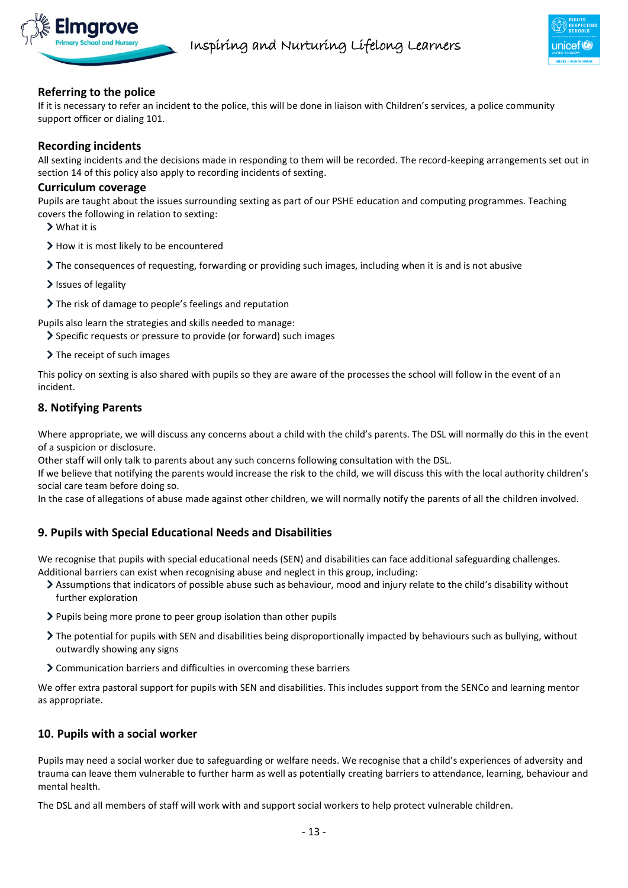### Referring to the police

If it is necessary to refer an incident to the police, this will be done in liaison with Children's services, a police community support officer or dialing 101.

### Recording incidents

All sexting incidents and the decisions made in responding to them will be recorded. The record-keeping arrangements set out in section 14 of this policy also apply to recording incidents of sexting.

### Curriculum coverage

Pupils are taught about the issues surrounding sexting as part of our PSHE education and computing programmes. Teaching covers the following in relation to sexting:

- What it is
- How it is most likely to be encountered
- The consequences of requesting, forwarding or providing such images, including when it is and is not abusive
- Issues of legality
- The risk of damage to people's feelings and reputation

Pupils also learn the strategies and skills needed to manage:

- Specific requests or pressure to provide (or forward) such images
- The receipt of such images

This policy on sexting is also shared with pupils so they are aware of the processes the school will follow in the event of an incident.

## 8. Notifying Parents

Where appropriate, we will discuss any concerns about a child with the child's parents. The DSL will normally do this in the event of a suspicion or disclosure.

Other staff will only talk to parents about any such concerns following consultation with the DSL.

If we believe that notifying the parents would increase the risk to the child, we will discuss this with the local authority children's social care team before doing so.

In the case of allegations of abuse made against other children, we will normally notify the parents of all the children involved.

## 9. Pupils with Special Educational Needs and Disabilities

We recognise that pupils with special educational needs (SEN) and disabilities can face additional safeguarding challenges. Additional barriers can exist when recognising abuse and neglect in this group, including:

- Assumptions that indicators of possible abuse such as behaviour, mood and injury relate to the child's disability without further exploration
- Pupils being more prone to peer group isolation than other pupils
- The potential for pupils with SEN and disabilities being disproportionally impacted by behaviours such as bullying, without outwardly showing any signs
- Communication barriers and difficulties in overcoming these barriers

We offer extra pastoral support for pupils with SEN and disabilities. This includes support from the SENCo and learning mentor as appropriate.

## 10. Pupils with a social worker

Pupils may need a social worker due to safeguarding or welfare needs. We recognise that a child's experiences of adversity and trauma can leave them vulnerable to further harm as well as potentially creating barriers to attendance, learning, behaviour and mental health.

The DSL and all members of staff will work with and support social workers to help protect vulnerable children.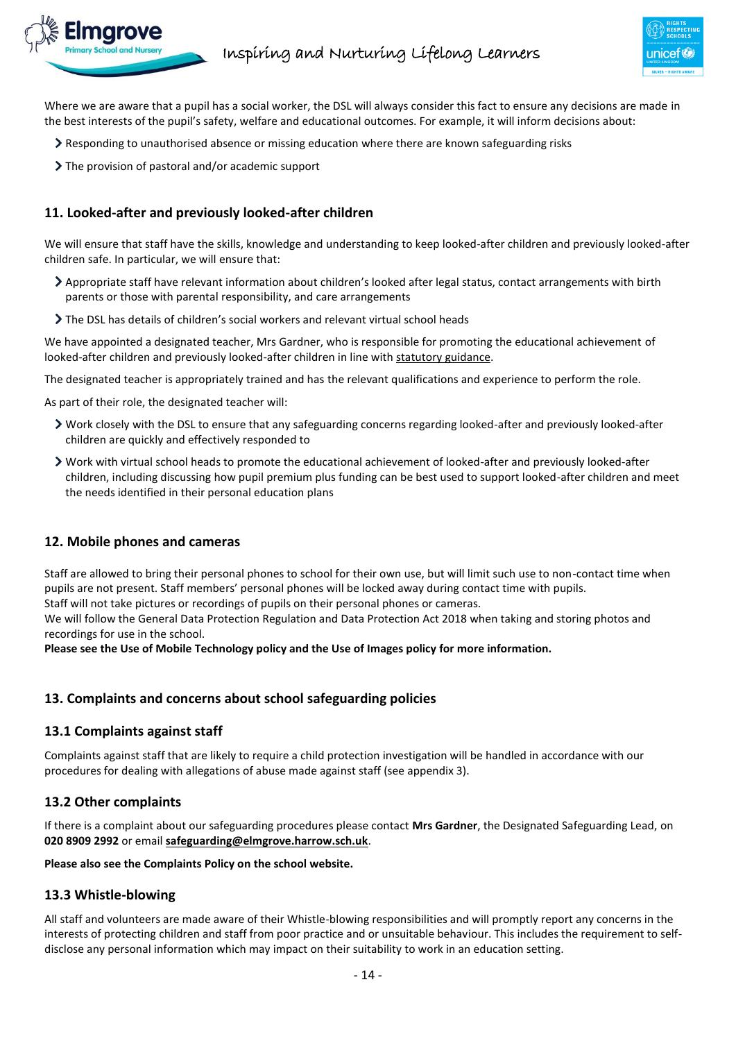Where we are aware that a pupil has a social worker, the DSL will always consider this fact to ensure any decisions are made in the best interests of the pupil's safety, welfare and educational outcomes. For example, it will inform decisions about:

- Responding to unauthorised absence or missing education where there are known safeguarding risks
- The provision of pastoral and/or academic support

## 11. Looked-after and previously looked-after children

We will ensure that staff have the skills, knowledge and understanding to keep looked-after children and previously looked-after children safe. In particular, we will ensure that:

- Appropriate staff have relevant information about children's looked after legal status, contact arrangements with birth parents or those with parental responsibility, and care arrangements
- The DSL has details of children's social workers and relevant virtual school heads

We have appointed a designated teacher, Mrs Gardner, who is responsible for promoting the educational achievement of looked-after children and previously looked-after children in line with statutory guidance.

The designated teacher is appropriately trained and has the relevant qualifications and experience to perform the role.

As part of their role, the designated teacher will:

- Work closely with the DSL to ensure that any safeguarding concerns regarding looked-after and previously looked-after children are quickly and effectively responded to
- Work with virtual school heads to promote the educational achievement of looked-after and previously looked-after children, including discussing how pupil premium plus funding can be best used to support looked-after children and meet the needs identified in their personal education plans

## 12. Mobile phones and cameras

Staff are allowed to bring their personal phones to school for their own use, but will limit such use to non-contact time when pupils are not present. Staff members' personal phones will be locked away during contact time with pupils.
Staff will not take pictures or recordings of pupils on their personal phones or cameras.
We will follow the General Data Protection Regulation and Data Protection Act 2018 when taking and storing photos and recordings for use in the school.
**Please see the Use of Mobile Technology policy and the Use of Images policy for more information.**

## 13. Complaints and concerns about school safeguarding policies

### 13.1 Complaints against staff

Complaints against staff that are likely to require a child protection investigation will be handled in accordance with our procedures for dealing with allegations of abuse made against staff (see appendix 3).

### 13.2 Other complaints

If there is a complaint about our safeguarding procedures please contact **Mrs Gardner**, the Designated Safeguarding Lead, on **020 8909 2992** or email **safeguarding@elmgrove.harrow.sch.uk**.

**Please also see the Complaints Policy on the school website.**

### 13.3 Whistle-blowing

All staff and volunteers are made aware of their Whistle-blowing responsibilities and will promptly report any concerns in the interests of protecting children and staff from poor practice and or unsuitable behaviour. This includes the requirement to self-disclose any personal information which may impact on their suitability to work in an education setting.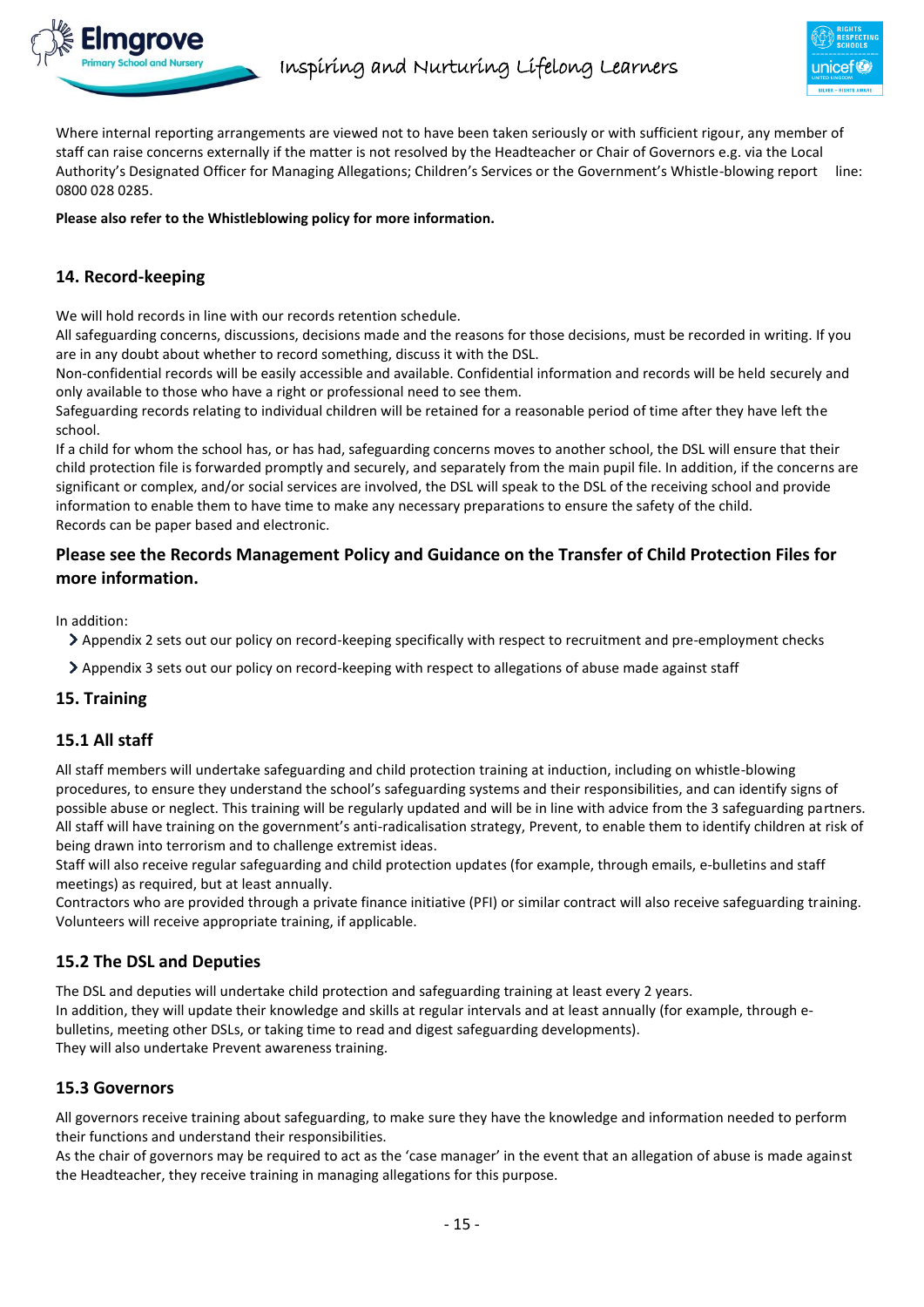Where internal reporting arrangements are viewed not to have been taken seriously or with sufficient rigour, any member of staff can raise concerns externally if the matter is not resolved by the Headteacher or Chair of Governors e.g. via the Local Authority's Designated Officer for Managing Allegations; Children's Services or the Government's Whistle-blowing report line: 0800 028 0285.

**Please also refer to the Whistleblowing policy for more information.**

## 14. Record-keeping

We will hold records in line with our records retention schedule.

All safeguarding concerns, discussions, decisions made and the reasons for those decisions, must be recorded in writing. If you are in any doubt about whether to record something, discuss it with the DSL.

Non-confidential records will be easily accessible and available. Confidential information and records will be held securely and only available to those who have a right or professional need to see them.

Safeguarding records relating to individual children will be retained for a reasonable period of time after they have left the school.

If a child for whom the school has, or has had, safeguarding concerns moves to another school, the DSL will ensure that their child protection file is forwarded promptly and securely, and separately from the main pupil file. In addition, if the concerns are significant or complex, and/or social services are involved, the DSL will speak to the DSL of the receiving school and provide information to enable them to have time to make any necessary preparations to ensure the safety of the child.

Records can be paper based and electronic.

**Please see the Records Management Policy and Guidance on the Transfer of Child Protection Files for more information.**

In addition:

- Appendix 2 sets out our policy on record-keeping specifically with respect to recruitment and pre-employment checks
- Appendix 3 sets out our policy on record-keeping with respect to allegations of abuse made against staff

## 15. Training

### 15.1 All staff

All staff members will undertake safeguarding and child protection training at induction, including on whistle-blowing procedures, to ensure they understand the school's safeguarding systems and their responsibilities, and can identify signs of possible abuse or neglect. This training will be regularly updated and will be in line with advice from the 3 safeguarding partners.

All staff will have training on the government's anti-radicalisation strategy, Prevent, to enable them to identify children at risk of being drawn into terrorism and to challenge extremist ideas.

Staff will also receive regular safeguarding and child protection updates (for example, through emails, e-bulletins and staff meetings) as required, but at least annually.

Contractors who are provided through a private finance initiative (PFI) or similar contract will also receive safeguarding training. Volunteers will receive appropriate training, if applicable.

### 15.2 The DSL and Deputies

The DSL and deputies will undertake child protection and safeguarding training at least every 2 years.

In addition, they will update their knowledge and skills at regular intervals and at least annually (for example, through e-bulletins, meeting other DSLs, or taking time to read and digest safeguarding developments).

They will also undertake Prevent awareness training.

### 15.3 Governors

All governors receive training about safeguarding, to make sure they have the knowledge and information needed to perform their functions and understand their responsibilities.

As the chair of governors may be required to act as the 'case manager' in the event that an allegation of abuse is made against the Headteacher, they receive training in managing allegations for this purpose.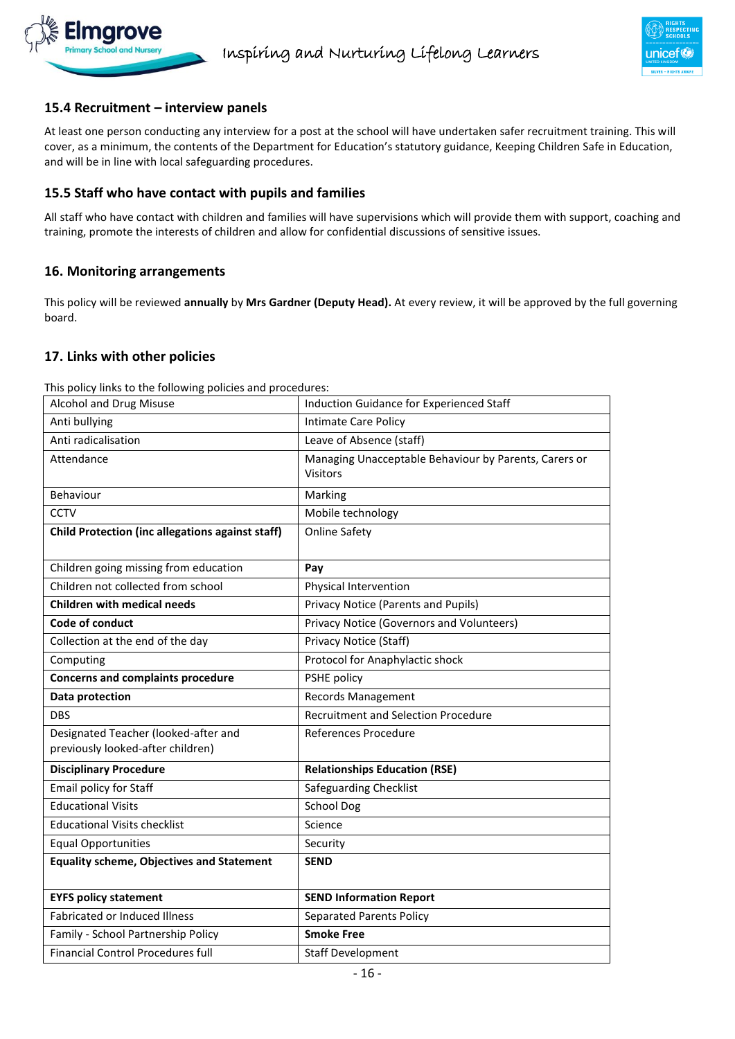### 15.4 Recruitment – interview panels

At least one person conducting any interview for a post at the school will have undertaken safer recruitment training. This will cover, as a minimum, the contents of the Department for Education's statutory guidance, Keeping Children Safe in Education, and will be in line with local safeguarding procedures.

### 15.5 Staff who have contact with pupils and families

All staff who have contact with children and families will have supervisions which will provide them with support, coaching and training, promote the interests of children and allow for confidential discussions of sensitive issues.

## 16. Monitoring arrangements

This policy will be reviewed **annually** by **Mrs Gardner (Deputy Head).** At every review, it will be approved by the full governing board.

## 17. Links with other policies

This policy links to the following policies and procedures:

| | |
|---|---|
| Alcohol and Drug Misuse | Induction Guidance for Experienced Staff |
| Anti bullying | Intimate Care Policy |
| Anti radicalisation | Leave of Absence (staff) |
| Attendance | Managing Unacceptable Behaviour by Parents, Carers or Visitors |
| Behaviour | Marking |
| CCTV | Mobile technology |
| **Child Protection (inc allegations against staff)** | Online Safety |
| Children going missing from education | **Pay** |
| Children not collected from school | Physical Intervention |
| **Children with medical needs** | Privacy Notice (Parents and Pupils) |
| **Code of conduct** | Privacy Notice (Governors and Volunteers) |
| Collection at the end of the day | Privacy Notice (Staff) |
| Computing | Protocol for Anaphylactic shock |
| **Concerns and complaints procedure** | PSHE policy |
| **Data protection** | Records Management |
| DBS | Recruitment and Selection Procedure |
| Designated Teacher (looked-after and previously looked-after children) | References Procedure |
| **Disciplinary Procedure** | **Relationships Education (RSE)** |
| Email policy for Staff | Safeguarding Checklist |
| Educational Visits | School Dog |
| Educational Visits checklist | Science |
| Equal Opportunities | Security |
| **Equality scheme, Objectives and Statement** | **SEND** |
| **EYFS policy statement** | **SEND Information Report** |
| Fabricated or Induced Illness | Separated Parents Policy |
| Family - School Partnership Policy | **Smoke Free** |
| Financial Control Procedures full | Staff Development |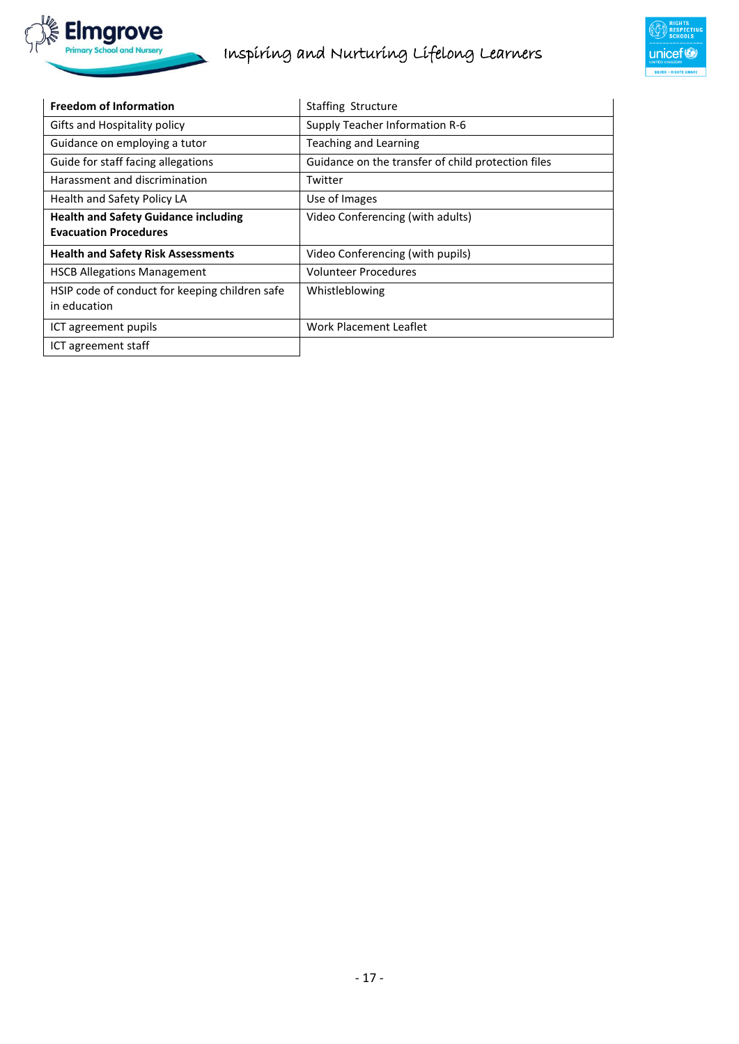| **Freedom of Information** | Staffing Structure |
|---|---|
| Gifts and Hospitality policy | Supply Teacher Information R-6 |
| Guidance on employing a tutor | Teaching and Learning |
| Guide for staff facing allegations | Guidance on the transfer of child protection files |
| Harassment and discrimination | Twitter |
| Health and Safety Policy LA | Use of Images |
| **Health and Safety Guidance including Evacuation Procedures** | Video Conferencing (with adults) |
| **Health and Safety Risk Assessments** | Video Conferencing (with pupils) |
| HSCB Allegations Management | Volunteer Procedures |
| HSIP code of conduct for keeping children safe in education | Whistleblowing |
| ICT agreement pupils | Work Placement Leaflet |
| ICT agreement staff | |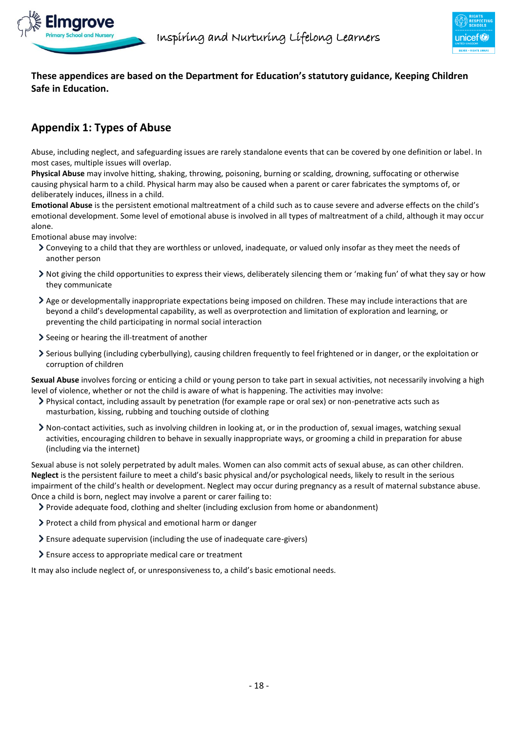**These appendices are based on the Department for Education's statutory guidance, Keeping Children Safe in Education.**

## Appendix 1: Types of Abuse

Abuse, including neglect, and safeguarding issues are rarely standalone events that can be covered by one definition or label. In most cases, multiple issues will overlap.

**Physical Abuse** may involve hitting, shaking, throwing, poisoning, burning or scalding, drowning, suffocating or otherwise causing physical harm to a child. Physical harm may also be caused when a parent or carer fabricates the symptoms of, or deliberately induces, illness in a child.

**Emotional Abuse** is the persistent emotional maltreatment of a child such as to cause severe and adverse effects on the child's emotional development. Some level of emotional abuse is involved in all types of maltreatment of a child, although it may occur alone.

Emotional abuse may involve:

- Conveying to a child that they are worthless or unloved, inadequate, or valued only insofar as they meet the needs of another person
- Not giving the child opportunities to express their views, deliberately silencing them or 'making fun' of what they say or how they communicate
- Age or developmentally inappropriate expectations being imposed on children. These may include interactions that are beyond a child's developmental capability, as well as overprotection and limitation of exploration and learning, or preventing the child participating in normal social interaction
- Seeing or hearing the ill-treatment of another
- Serious bullying (including cyberbullying), causing children frequently to feel frightened or in danger, or the exploitation or corruption of children

**Sexual Abuse** involves forcing or enticing a child or young person to take part in sexual activities, not necessarily involving a high level of violence, whether or not the child is aware of what is happening. The activities may involve:

- Physical contact, including assault by penetration (for example rape or oral sex) or non-penetrative acts such as masturbation, kissing, rubbing and touching outside of clothing
- Non-contact activities, such as involving children in looking at, or in the production of, sexual images, watching sexual activities, encouraging children to behave in sexually inappropriate ways, or grooming a child in preparation for abuse (including via the internet)

Sexual abuse is not solely perpetrated by adult males. Women can also commit acts of sexual abuse, as can other children.

**Neglect** is the persistent failure to meet a child's basic physical and/or psychological needs, likely to result in the serious impairment of the child's health or development. Neglect may occur during pregnancy as a result of maternal substance abuse. Once a child is born, neglect may involve a parent or carer failing to:

- Provide adequate food, clothing and shelter (including exclusion from home or abandonment)
- Protect a child from physical and emotional harm or danger
- Ensure adequate supervision (including the use of inadequate care-givers)
- Ensure access to appropriate medical care or treatment

It may also include neglect of, or unresponsiveness to, a child's basic emotional needs.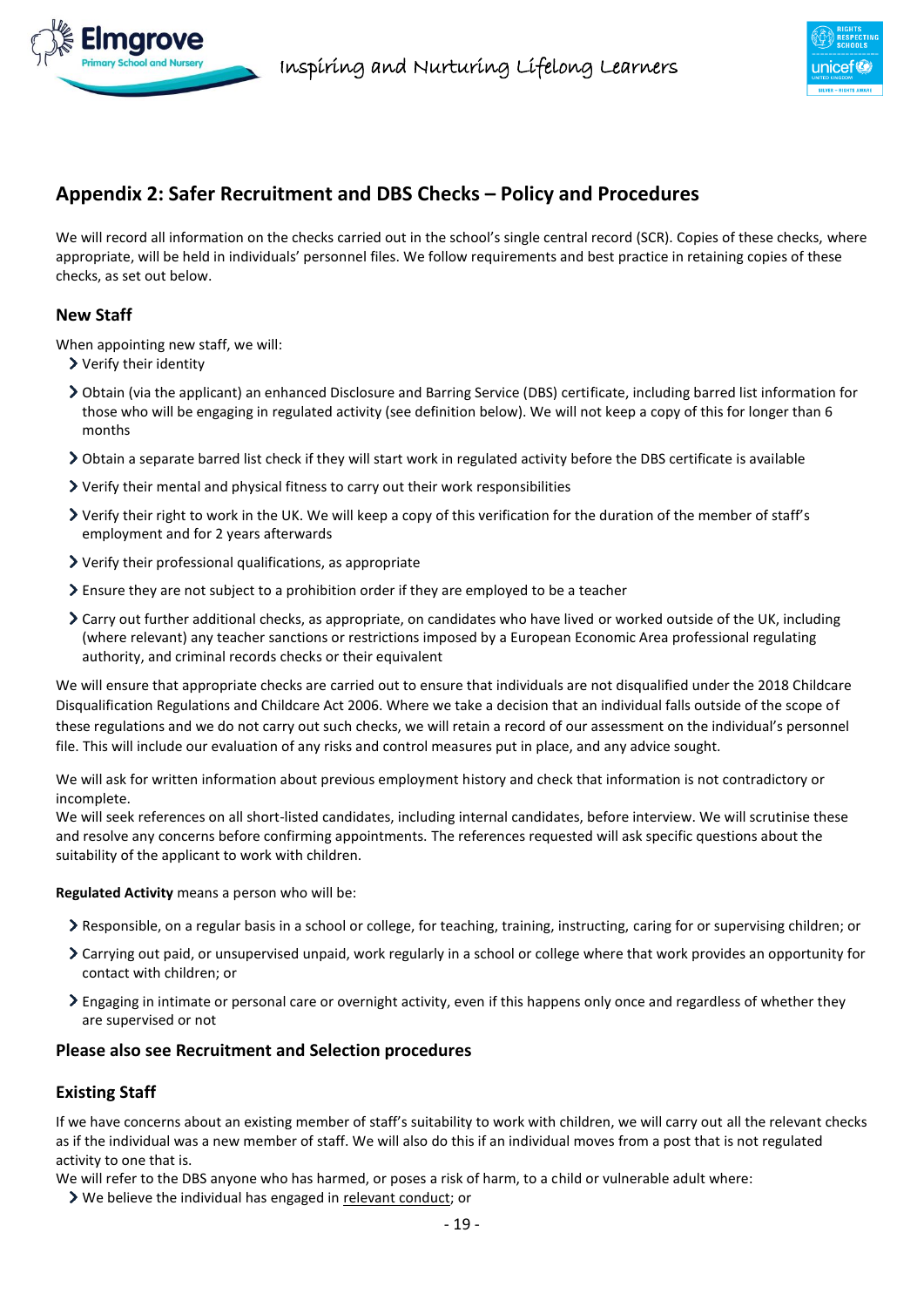## Appendix 2: Safer Recruitment and DBS Checks – Policy and Procedures

We will record all information on the checks carried out in the school's single central record (SCR). Copies of these checks, where appropriate, will be held in individuals' personnel files. We follow requirements and best practice in retaining copies of these checks, as set out below.

### New Staff

When appointing new staff, we will:

- Verify their identity
- Obtain (via the applicant) an enhanced Disclosure and Barring Service (DBS) certificate, including barred list information for those who will be engaging in regulated activity (see definition below). We will not keep a copy of this for longer than 6 months
- Obtain a separate barred list check if they will start work in regulated activity before the DBS certificate is available
- Verify their mental and physical fitness to carry out their work responsibilities
- Verify their right to work in the UK. We will keep a copy of this verification for the duration of the member of staff's employment and for 2 years afterwards
- Verify their professional qualifications, as appropriate
- Ensure they are not subject to a prohibition order if they are employed to be a teacher
- Carry out further additional checks, as appropriate, on candidates who have lived or worked outside of the UK, including (where relevant) any teacher sanctions or restrictions imposed by a European Economic Area professional regulating authority, and criminal records checks or their equivalent

We will ensure that appropriate checks are carried out to ensure that individuals are not disqualified under the 2018 Childcare Disqualification Regulations and Childcare Act 2006. Where we take a decision that an individual falls outside of the scope of these regulations and we do not carry out such checks, we will retain a record of our assessment on the individual's personnel file. This will include our evaluation of any risks and control measures put in place, and any advice sought.

We will ask for written information about previous employment history and check that information is not contradictory or incomplete.
We will seek references on all short-listed candidates, including internal candidates, before interview. We will scrutinise these and resolve any concerns before confirming appointments. The references requested will ask specific questions about the suitability of the applicant to work with children.

**Regulated Activity** means a person who will be:

- Responsible, on a regular basis in a school or college, for teaching, training, instructing, caring for or supervising children; or
- Carrying out paid, or unsupervised unpaid, work regularly in a school or college where that work provides an opportunity for contact with children; or
- Engaging in intimate or personal care or overnight activity, even if this happens only once and regardless of whether they are supervised or not

### Please also see Recruitment and Selection procedures

### Existing Staff

If we have concerns about an existing member of staff's suitability to work with children, we will carry out all the relevant checks as if the individual was a new member of staff. We will also do this if an individual moves from a post that is not regulated activity to one that is.
We will refer to the DBS anyone who has harmed, or poses a risk of harm, to a child or vulnerable adult where:

- We believe the individual has engaged in relevant conduct; or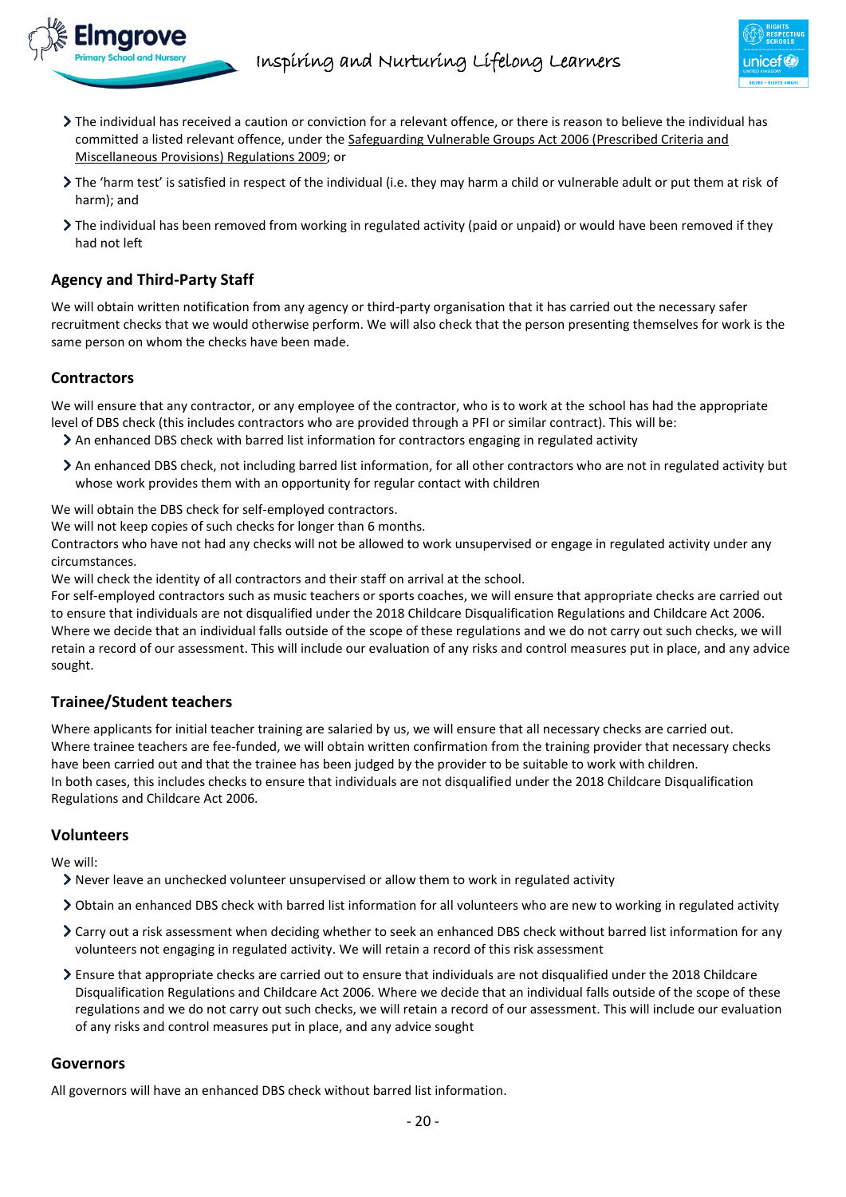- The individual has received a caution or conviction for a relevant offence, or there is reason to believe the individual has committed a listed relevant offence, under the Safeguarding Vulnerable Groups Act 2006 (Prescribed Criteria and Miscellaneous Provisions) Regulations 2009; or
- The 'harm test' is satisfied in respect of the individual (i.e. they may harm a child or vulnerable adult or put them at risk of harm); and
- The individual has been removed from working in regulated activity (paid or unpaid) or would have been removed if they had not left

### Agency and Third-Party Staff

We will obtain written notification from any agency or third-party organisation that it has carried out the necessary safer recruitment checks that we would otherwise perform. We will also check that the person presenting themselves for work is the same person on whom the checks have been made.

### Contractors

We will ensure that any contractor, or any employee of the contractor, who is to work at the school has had the appropriate level of DBS check (this includes contractors who are provided through a PFI or similar contract). This will be:

- An enhanced DBS check with barred list information for contractors engaging in regulated activity
- An enhanced DBS check, not including barred list information, for all other contractors who are not in regulated activity but whose work provides them with an opportunity for regular contact with children

We will obtain the DBS check for self-employed contractors.
We will not keep copies of such checks for longer than 6 months.
Contractors who have not had any checks will not be allowed to work unsupervised or engage in regulated activity under any circumstances.
We will check the identity of all contractors and their staff on arrival at the school.
For self-employed contractors such as music teachers or sports coaches, we will ensure that appropriate checks are carried out to ensure that individuals are not disqualified under the 2018 Childcare Disqualification Regulations and Childcare Act 2006. Where we decide that an individual falls outside of the scope of these regulations and we do not carry out such checks, we will retain a record of our assessment. This will include our evaluation of any risks and control measures put in place, and any advice sought.

### Trainee/Student teachers

Where applicants for initial teacher training are salaried by us, we will ensure that all necessary checks are carried out.
Where trainee teachers are fee-funded, we will obtain written confirmation from the training provider that necessary checks have been carried out and that the trainee has been judged by the provider to be suitable to work with children.
In both cases, this includes checks to ensure that individuals are not disqualified under the 2018 Childcare Disqualification Regulations and Childcare Act 2006.

### Volunteers

We will:

- Never leave an unchecked volunteer unsupervised or allow them to work in regulated activity
- Obtain an enhanced DBS check with barred list information for all volunteers who are new to working in regulated activity
- Carry out a risk assessment when deciding whether to seek an enhanced DBS check without barred list information for any volunteers not engaging in regulated activity. We will retain a record of this risk assessment
- Ensure that appropriate checks are carried out to ensure that individuals are not disqualified under the 2018 Childcare Disqualification Regulations and Childcare Act 2006. Where we decide that an individual falls outside of the scope of these regulations and we do not carry out such checks, we will retain a record of our assessment. This will include our evaluation of any risks and control measures put in place, and any advice sought

### Governors

All governors will have an enhanced DBS check without barred list information.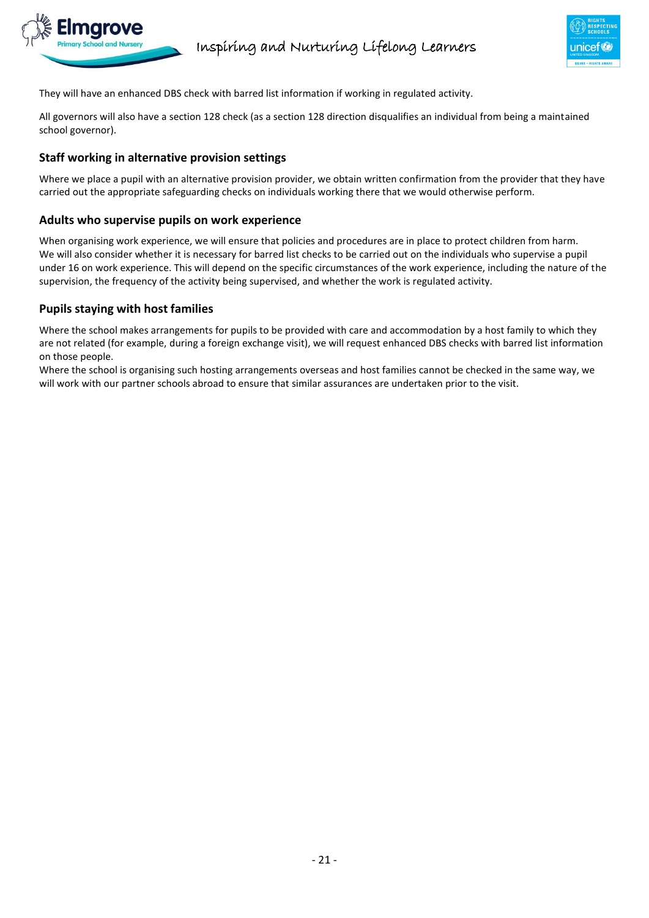They will have an enhanced DBS check with barred list information if working in regulated activity.

All governors will also have a section 128 check (as a section 128 direction disqualifies an individual from being a maintained school governor).

### Staff working in alternative provision settings

Where we place a pupil with an alternative provision provider, we obtain written confirmation from the provider that they have carried out the appropriate safeguarding checks on individuals working there that we would otherwise perform.

### Adults who supervise pupils on work experience

When organising work experience, we will ensure that policies and procedures are in place to protect children from harm.
We will also consider whether it is necessary for barred list checks to be carried out on the individuals who supervise a pupil under 16 on work experience. This will depend on the specific circumstances of the work experience, including the nature of the supervision, the frequency of the activity being supervised, and whether the work is regulated activity.

### Pupils staying with host families

Where the school makes arrangements for pupils to be provided with care and accommodation by a host family to which they are not related (for example, during a foreign exchange visit), we will request enhanced DBS checks with barred list information on those people.
Where the school is organising such hosting arrangements overseas and host families cannot be checked in the same way, we will work with our partner schools abroad to ensure that similar assurances are undertaken prior to the visit.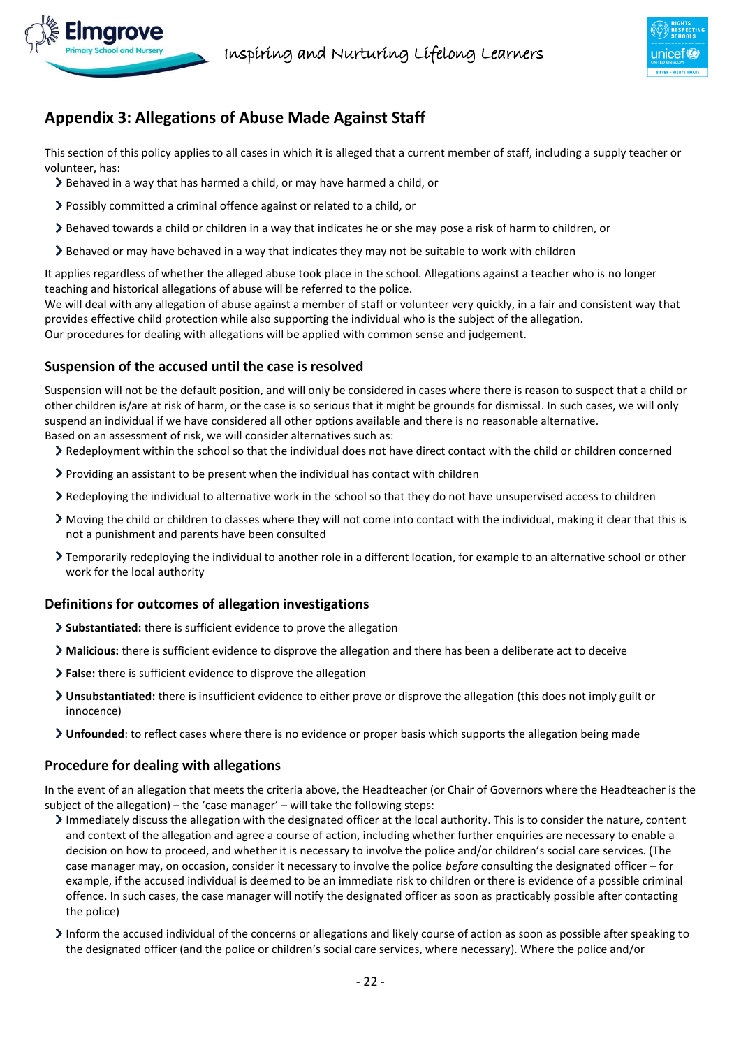## Appendix 3: Allegations of Abuse Made Against Staff

This section of this policy applies to all cases in which it is alleged that a current member of staff, including a supply teacher or volunteer, has:

- Behaved in a way that has harmed a child, or may have harmed a child, or
- Possibly committed a criminal offence against or related to a child, or
- Behaved towards a child or children in a way that indicates he or she may pose a risk of harm to children, or
- Behaved or may have behaved in a way that indicates they may not be suitable to work with children

It applies regardless of whether the alleged abuse took place in the school. Allegations against a teacher who is no longer teaching and historical allegations of abuse will be referred to the police.
We will deal with any allegation of abuse against a member of staff or volunteer very quickly, in a fair and consistent way that provides effective child protection while also supporting the individual who is the subject of the allegation.
Our procedures for dealing with allegations will be applied with common sense and judgement.

### Suspension of the accused until the case is resolved

Suspension will not be the default position, and will only be considered in cases where there is reason to suspect that a child or other children is/are at risk of harm, or the case is so serious that it might be grounds for dismissal. In such cases, we will only suspend an individual if we have considered all other options available and there is no reasonable alternative.
Based on an assessment of risk, we will consider alternatives such as:

- Redeployment within the school so that the individual does not have direct contact with the child or children concerned
- Providing an assistant to be present when the individual has contact with children
- Redeploying the individual to alternative work in the school so that they do not have unsupervised access to children
- Moving the child or children to classes where they will not come into contact with the individual, making it clear that this is not a punishment and parents have been consulted
- Temporarily redeploying the individual to another role in a different location, for example to an alternative school or other work for the local authority

### Definitions for outcomes of allegation investigations

- **Substantiated:** there is sufficient evidence to prove the allegation
- **Malicious:** there is sufficient evidence to disprove the allegation and there has been a deliberate act to deceive
- **False:** there is sufficient evidence to disprove the allegation
- **Unsubstantiated:** there is insufficient evidence to either prove or disprove the allegation (this does not imply guilt or innocence)
- **Unfounded**: to reflect cases where there is no evidence or proper basis which supports the allegation being made

### Procedure for dealing with allegations

In the event of an allegation that meets the criteria above, the Headteacher (or Chair of Governors where the Headteacher is the subject of the allegation) – the 'case manager' – will take the following steps:

- Immediately discuss the allegation with the designated officer at the local authority. This is to consider the nature, content and context of the allegation and agree a course of action, including whether further enquiries are necessary to enable a decision on how to proceed, and whether it is necessary to involve the police and/or children's social care services. (The case manager may, on occasion, consider it necessary to involve the police *before* consulting the designated officer – for example, if the accused individual is deemed to be an immediate risk to children or there is evidence of a possible criminal offence. In such cases, the case manager will notify the designated officer as soon as practicably possible after contacting the police)
- Inform the accused individual of the concerns or allegations and likely course of action as soon as possible after speaking to the designated officer (and the police or children's social care services, where necessary). Where the police and/or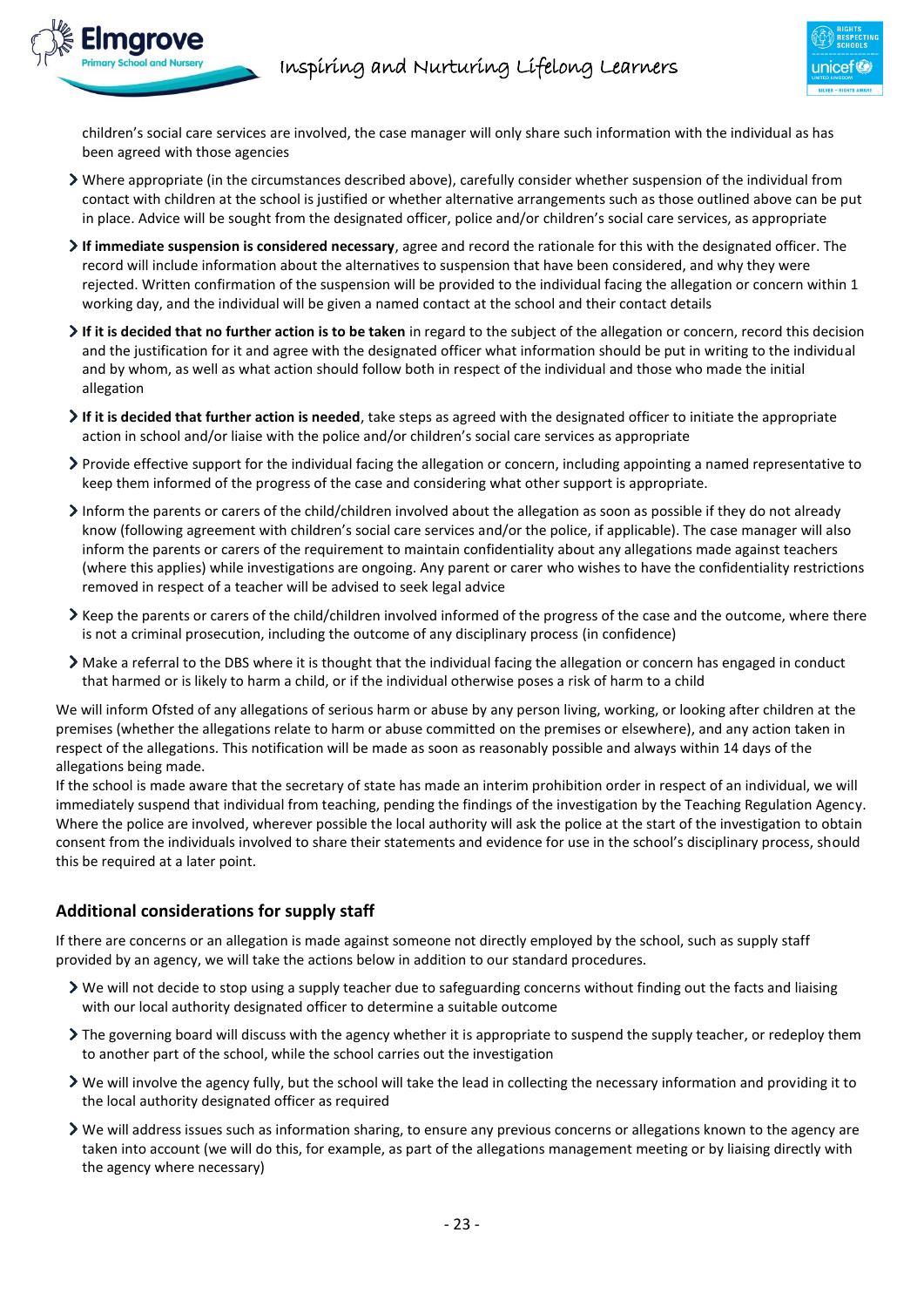children's social care services are involved, the case manager will only share such information with the individual as has been agreed with those agencies

- Where appropriate (in the circumstances described above), carefully consider whether suspension of the individual from contact with children at the school is justified or whether alternative arrangements such as those outlined above can be put in place. Advice will be sought from the designated officer, police and/or children's social care services, as appropriate
- **If immediate suspension is considered necessary**, agree and record the rationale for this with the designated officer. The record will include information about the alternatives to suspension that have been considered, and why they were rejected. Written confirmation of the suspension will be provided to the individual facing the allegation or concern within 1 working day, and the individual will be given a named contact at the school and their contact details
- **If it is decided that no further action is to be taken** in regard to the subject of the allegation or concern, record this decision and the justification for it and agree with the designated officer what information should be put in writing to the individual and by whom, as well as what action should follow both in respect of the individual and those who made the initial allegation
- **If it is decided that further action is needed**, take steps as agreed with the designated officer to initiate the appropriate action in school and/or liaise with the police and/or children's social care services as appropriate
- Provide effective support for the individual facing the allegation or concern, including appointing a named representative to keep them informed of the progress of the case and considering what other support is appropriate.
- Inform the parents or carers of the child/children involved about the allegation as soon as possible if they do not already know (following agreement with children's social care services and/or the police, if applicable). The case manager will also inform the parents or carers of the requirement to maintain confidentiality about any allegations made against teachers (where this applies) while investigations are ongoing. Any parent or carer who wishes to have the confidentiality restrictions removed in respect of a teacher will be advised to seek legal advice
- Keep the parents or carers of the child/children involved informed of the progress of the case and the outcome, where there is not a criminal prosecution, including the outcome of any disciplinary process (in confidence)
- Make a referral to the DBS where it is thought that the individual facing the allegation or concern has engaged in conduct that harmed or is likely to harm a child, or if the individual otherwise poses a risk of harm to a child

We will inform Ofsted of any allegations of serious harm or abuse by any person living, working, or looking after children at the premises (whether the allegations relate to harm or abuse committed on the premises or elsewhere), and any action taken in respect of the allegations. This notification will be made as soon as reasonably possible and always within 14 days of the allegations being made.

If the school is made aware that the secretary of state has made an interim prohibition order in respect of an individual, we will immediately suspend that individual from teaching, pending the findings of the investigation by the Teaching Regulation Agency.

Where the police are involved, wherever possible the local authority will ask the police at the start of the investigation to obtain consent from the individuals involved to share their statements and evidence for use in the school's disciplinary process, should this be required at a later point.

## Additional considerations for supply staff

If there are concerns or an allegation is made against someone not directly employed by the school, such as supply staff provided by an agency, we will take the actions below in addition to our standard procedures.

- We will not decide to stop using a supply teacher due to safeguarding concerns without finding out the facts and liaising with our local authority designated officer to determine a suitable outcome
- The governing board will discuss with the agency whether it is appropriate to suspend the supply teacher, or redeploy them to another part of the school, while the school carries out the investigation
- We will involve the agency fully, but the school will take the lead in collecting the necessary information and providing it to the local authority designated officer as required
- We will address issues such as information sharing, to ensure any previous concerns or allegations known to the agency are taken into account (we will do this, for example, as part of the allegations management meeting or by liaising directly with the agency where necessary)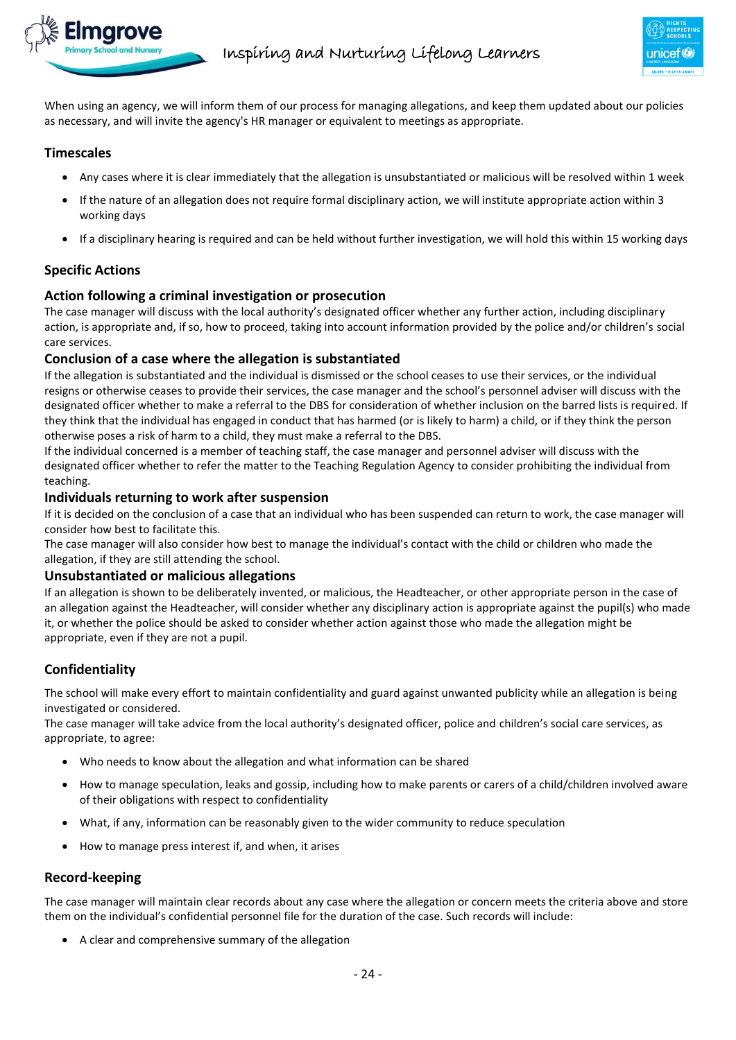When using an agency, we will inform them of our process for managing allegations, and keep them updated about our policies as necessary, and will invite the agency's HR manager or equivalent to meetings as appropriate.

## Timescales

- Any cases where it is clear immediately that the allegation is unsubstantiated or malicious will be resolved within 1 week
- If the nature of an allegation does not require formal disciplinary action, we will institute appropriate action within 3 working days
- If a disciplinary hearing is required and can be held without further investigation, we will hold this within 15 working days

## Specific Actions

### Action following a criminal investigation or prosecution

The case manager will discuss with the local authority's designated officer whether any further action, including disciplinary action, is appropriate and, if so, how to proceed, taking into account information provided by the police and/or children's social care services.

### Conclusion of a case where the allegation is substantiated

If the allegation is substantiated and the individual is dismissed or the school ceases to use their services, or the individual resigns or otherwise ceases to provide their services, the case manager and the school's personnel adviser will discuss with the designated officer whether to make a referral to the DBS for consideration of whether inclusion on the barred lists is required. If they think that the individual has engaged in conduct that has harmed (or is likely to harm) a child, or if they think the person otherwise poses a risk of harm to a child, they must make a referral to the DBS.

If the individual concerned is a member of teaching staff, the case manager and personnel adviser will discuss with the designated officer whether to refer the matter to the Teaching Regulation Agency to consider prohibiting the individual from teaching.

### Individuals returning to work after suspension

If it is decided on the conclusion of a case that an individual who has been suspended can return to work, the case manager will consider how best to facilitate this.

The case manager will also consider how best to manage the individual's contact with the child or children who made the allegation, if they are still attending the school.

### Unsubstantiated or malicious allegations

If an allegation is shown to be deliberately invented, or malicious, the Headteacher, or other appropriate person in the case of an allegation against the Headteacher, will consider whether any disciplinary action is appropriate against the pupil(s) who made it, or whether the police should be asked to consider whether action against those who made the allegation might be appropriate, even if they are not a pupil.

## Confidentiality

The school will make every effort to maintain confidentiality and guard against unwanted publicity while an allegation is being investigated or considered.

The case manager will take advice from the local authority's designated officer, police and children's social care services, as appropriate, to agree:

- Who needs to know about the allegation and what information can be shared
- How to manage speculation, leaks and gossip, including how to make parents or carers of a child/children involved aware of their obligations with respect to confidentiality
- What, if any, information can be reasonably given to the wider community to reduce speculation
- How to manage press interest if, and when, it arises

## Record-keeping

The case manager will maintain clear records about any case where the allegation or concern meets the criteria above and store them on the individual's confidential personnel file for the duration of the case. Such records will include:

- A clear and comprehensive summary of the allegation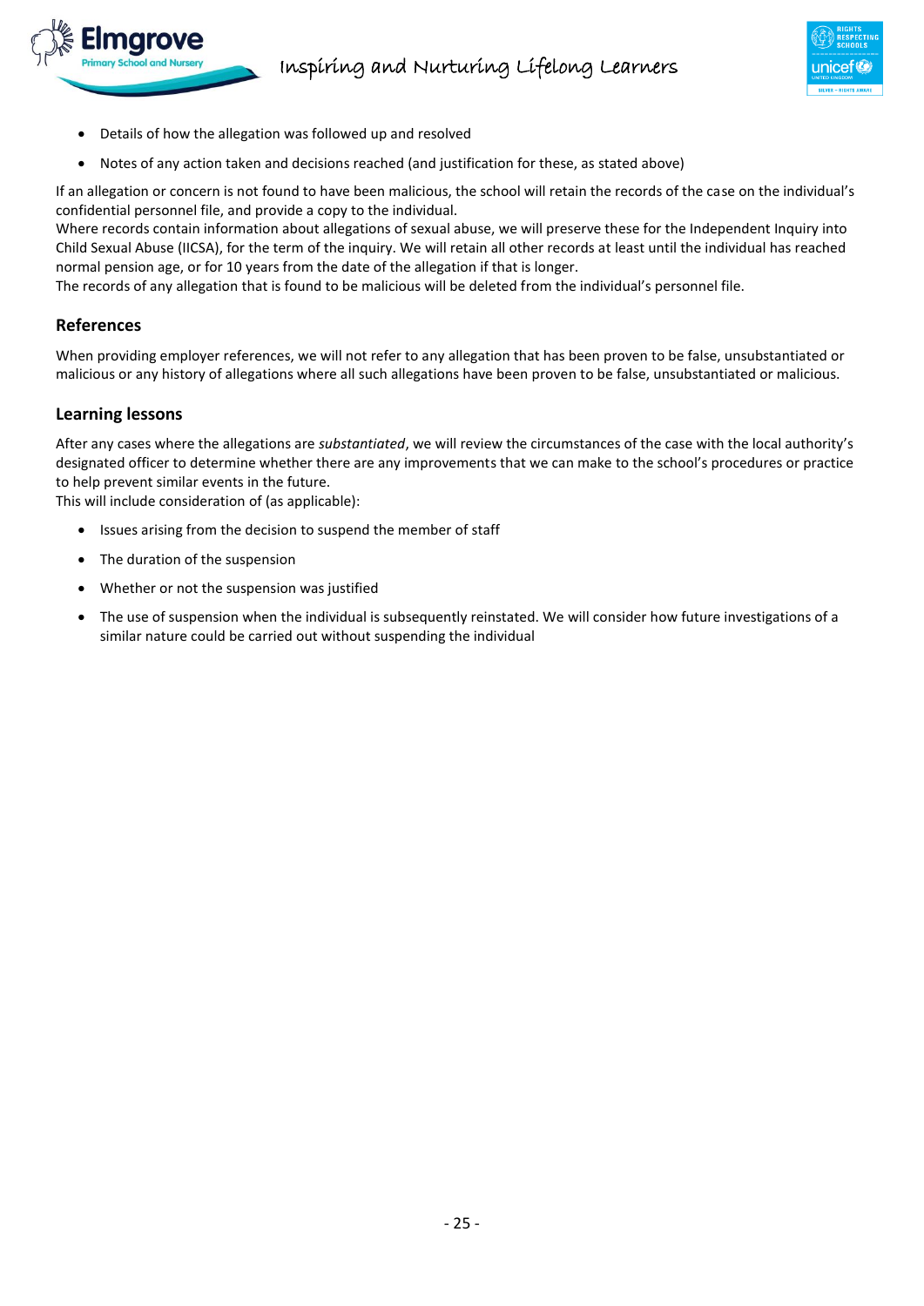- Details of how the allegation was followed up and resolved
- Notes of any action taken and decisions reached (and justification for these, as stated above)

If an allegation or concern is not found to have been malicious, the school will retain the records of the case on the individual's confidential personnel file, and provide a copy to the individual.
Where records contain information about allegations of sexual abuse, we will preserve these for the Independent Inquiry into Child Sexual Abuse (IICSA), for the term of the inquiry. We will retain all other records at least until the individual has reached normal pension age, or for 10 years from the date of the allegation if that is longer.
The records of any allegation that is found to be malicious will be deleted from the individual's personnel file.

### References

When providing employer references, we will not refer to any allegation that has been proven to be false, unsubstantiated or malicious or any history of allegations where all such allegations have been proven to be false, unsubstantiated or malicious.

### Learning lessons

After any cases where the allegations are *substantiated*, we will review the circumstances of the case with the local authority's designated officer to determine whether there are any improvements that we can make to the school's procedures or practice to help prevent similar events in the future.
This will include consideration of (as applicable):

- Issues arising from the decision to suspend the member of staff
- The duration of the suspension
- Whether or not the suspension was justified
- The use of suspension when the individual is subsequently reinstated. We will consider how future investigations of a similar nature could be carried out without suspending the individual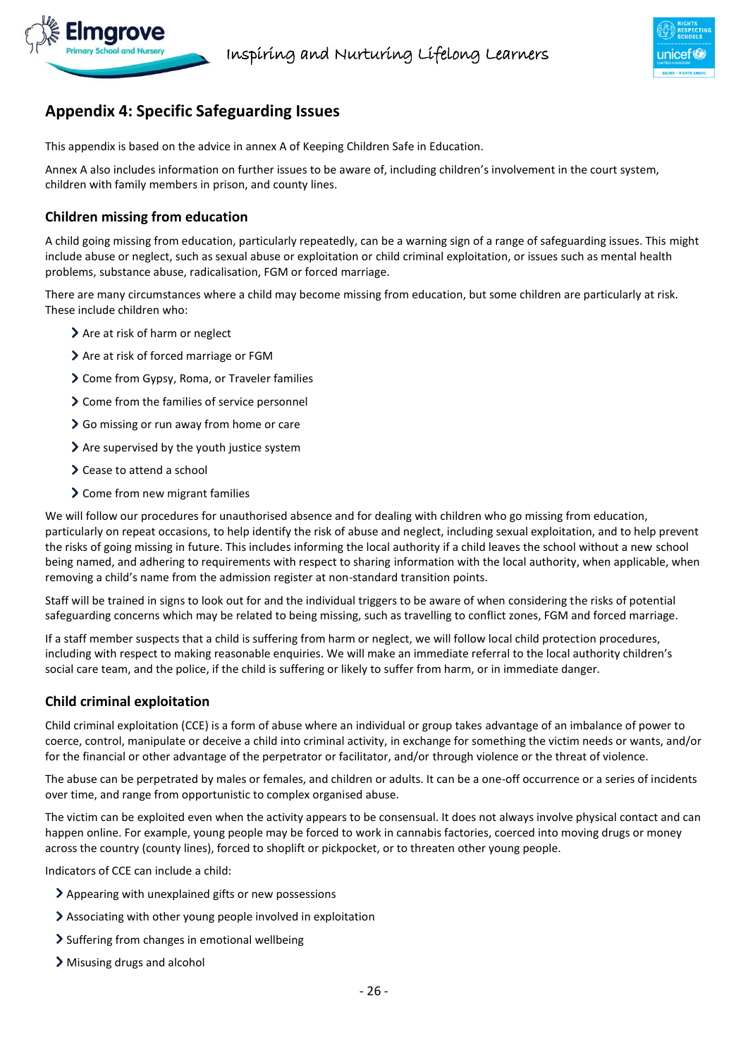## Appendix 4: Specific Safeguarding Issues

This appendix is based on the advice in annex A of Keeping Children Safe in Education.

Annex A also includes information on further issues to be aware of, including children's involvement in the court system, children with family members in prison, and county lines.

### Children missing from education

A child going missing from education, particularly repeatedly, can be a warning sign of a range of safeguarding issues. This might include abuse or neglect, such as sexual abuse or exploitation or child criminal exploitation, or issues such as mental health problems, substance abuse, radicalisation, FGM or forced marriage.

There are many circumstances where a child may become missing from education, but some children are particularly at risk. These include children who:

- Are at risk of harm or neglect
- Are at risk of forced marriage or FGM
- Come from Gypsy, Roma, or Traveler families
- Come from the families of service personnel
- Go missing or run away from home or care
- Are supervised by the youth justice system
- Cease to attend a school
- Come from new migrant families

We will follow our procedures for unauthorised absence and for dealing with children who go missing from education, particularly on repeat occasions, to help identify the risk of abuse and neglect, including sexual exploitation, and to help prevent the risks of going missing in future. This includes informing the local authority if a child leaves the school without a new school being named, and adhering to requirements with respect to sharing information with the local authority, when applicable, when removing a child's name from the admission register at non-standard transition points.

Staff will be trained in signs to look out for and the individual triggers to be aware of when considering the risks of potential safeguarding concerns which may be related to being missing, such as travelling to conflict zones, FGM and forced marriage.

If a staff member suspects that a child is suffering from harm or neglect, we will follow local child protection procedures, including with respect to making reasonable enquiries. We will make an immediate referral to the local authority children's social care team, and the police, if the child is suffering or likely to suffer from harm, or in immediate danger.

### Child criminal exploitation

Child criminal exploitation (CCE) is a form of abuse where an individual or group takes advantage of an imbalance of power to coerce, control, manipulate or deceive a child into criminal activity, in exchange for something the victim needs or wants, and/or for the financial or other advantage of the perpetrator or facilitator, and/or through violence or the threat of violence.

The abuse can be perpetrated by males or females, and children or adults. It can be a one-off occurrence or a series of incidents over time, and range from opportunistic to complex organised abuse.

The victim can be exploited even when the activity appears to be consensual. It does not always involve physical contact and can happen online. For example, young people may be forced to work in cannabis factories, coerced into moving drugs or money across the country (county lines), forced to shoplift or pickpocket, or to threaten other young people.

Indicators of CCE can include a child:

- Appearing with unexplained gifts or new possessions
- Associating with other young people involved in exploitation
- Suffering from changes in emotional wellbeing
- Misusing drugs and alcohol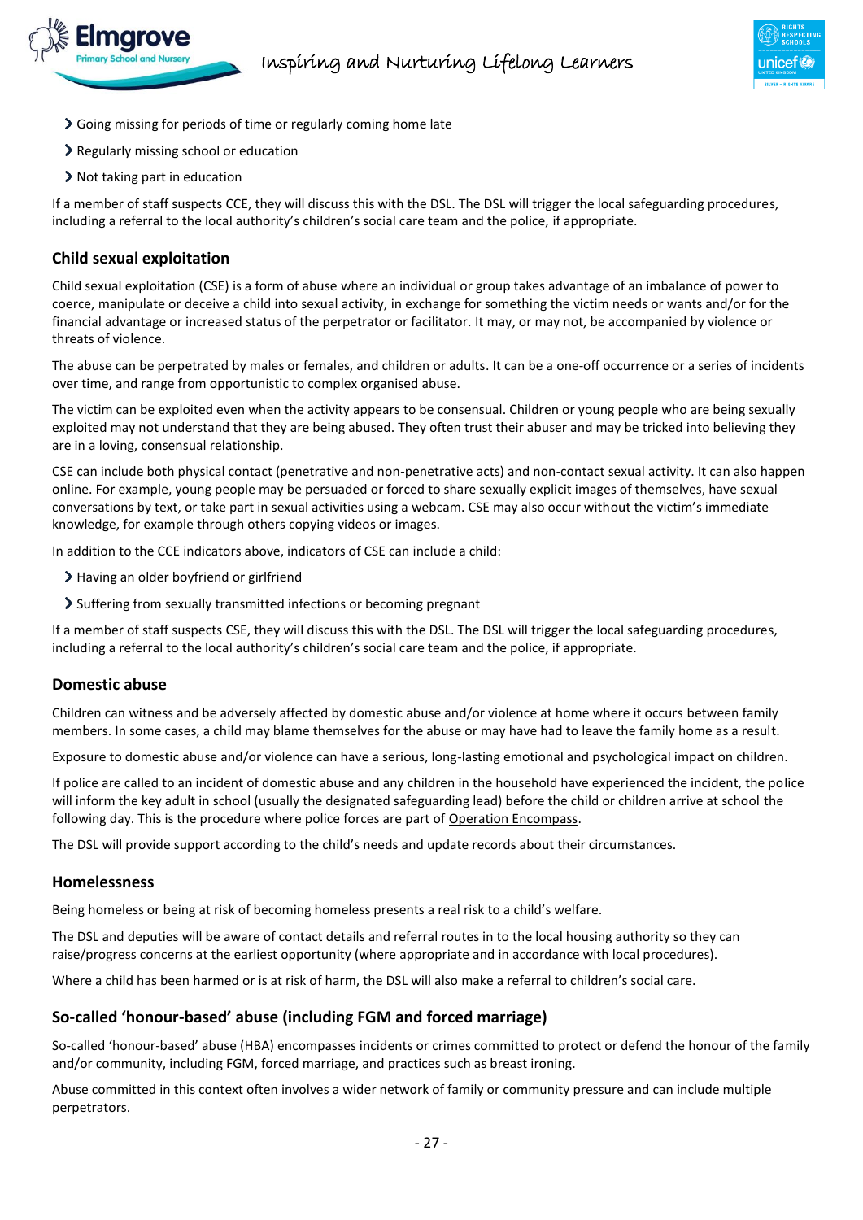- Going missing for periods of time or regularly coming home late
- Regularly missing school or education
- Not taking part in education

If a member of staff suspects CCE, they will discuss this with the DSL. The DSL will trigger the local safeguarding procedures, including a referral to the local authority's children's social care team and the police, if appropriate.

### Child sexual exploitation

Child sexual exploitation (CSE) is a form of abuse where an individual or group takes advantage of an imbalance of power to coerce, manipulate or deceive a child into sexual activity, in exchange for something the victim needs or wants and/or for the financial advantage or increased status of the perpetrator or facilitator. It may, or may not, be accompanied by violence or threats of violence.

The abuse can be perpetrated by males or females, and children or adults. It can be a one-off occurrence or a series of incidents over time, and range from opportunistic to complex organised abuse.

The victim can be exploited even when the activity appears to be consensual. Children or young people who are being sexually exploited may not understand that they are being abused. They often trust their abuser and may be tricked into believing they are in a loving, consensual relationship.

CSE can include both physical contact (penetrative and non-penetrative acts) and non-contact sexual activity. It can also happen online. For example, young people may be persuaded or forced to share sexually explicit images of themselves, have sexual conversations by text, or take part in sexual activities using a webcam. CSE may also occur without the victim's immediate knowledge, for example through others copying videos or images.

In addition to the CCE indicators above, indicators of CSE can include a child:

- Having an older boyfriend or girlfriend
- Suffering from sexually transmitted infections or becoming pregnant

If a member of staff suspects CSE, they will discuss this with the DSL. The DSL will trigger the local safeguarding procedures, including a referral to the local authority's children's social care team and the police, if appropriate.

### Domestic abuse

Children can witness and be adversely affected by domestic abuse and/or violence at home where it occurs between family members. In some cases, a child may blame themselves for the abuse or may have had to leave the family home as a result.

Exposure to domestic abuse and/or violence can have a serious, long-lasting emotional and psychological impact on children.

If police are called to an incident of domestic abuse and any children in the household have experienced the incident, the police will inform the key adult in school (usually the designated safeguarding lead) before the child or children arrive at school the following day. This is the procedure where police forces are part of Operation Encompass.

The DSL will provide support according to the child's needs and update records about their circumstances.

### Homelessness

Being homeless or being at risk of becoming homeless presents a real risk to a child's welfare.

The DSL and deputies will be aware of contact details and referral routes in to the local housing authority so they can raise/progress concerns at the earliest opportunity (where appropriate and in accordance with local procedures).

Where a child has been harmed or is at risk of harm, the DSL will also make a referral to children's social care.

### So-called 'honour-based' abuse (including FGM and forced marriage)

So-called 'honour-based' abuse (HBA) encompasses incidents or crimes committed to protect or defend the honour of the family and/or community, including FGM, forced marriage, and practices such as breast ironing.

Abuse committed in this context often involves a wider network of family or community pressure and can include multiple perpetrators.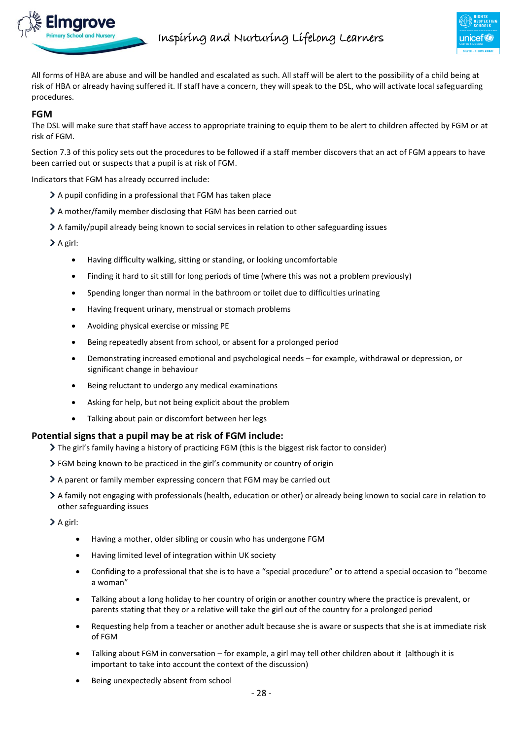All forms of HBA are abuse and will be handled and escalated as such. All staff will be alert to the possibility of a child being at risk of HBA or already having suffered it. If staff have a concern, they will speak to the DSL, who will activate local safeguarding procedures.

### FGM

The DSL will make sure that staff have access to appropriate training to equip them to be alert to children affected by FGM or at risk of FGM.

Section 7.3 of this policy sets out the procedures to be followed if a staff member discovers that an act of FGM appears to have been carried out or suspects that a pupil is at risk of FGM.

Indicators that FGM has already occurred include:

- A pupil confiding in a professional that FGM has taken place
- A mother/family member disclosing that FGM has been carried out
- A family/pupil already being known to social services in relation to other safeguarding issues
- A girl:
  - Having difficulty walking, sitting or standing, or looking uncomfortable
  - Finding it hard to sit still for long periods of time (where this was not a problem previously)
  - Spending longer than normal in the bathroom or toilet due to difficulties urinating
  - Having frequent urinary, menstrual or stomach problems
  - Avoiding physical exercise or missing PE
  - Being repeatedly absent from school, or absent for a prolonged period
  - Demonstrating increased emotional and psychological needs – for example, withdrawal or depression, or significant change in behaviour
  - Being reluctant to undergo any medical examinations
  - Asking for help, but not being explicit about the problem
  - Talking about pain or discomfort between her legs

### Potential signs that a pupil may be at risk of FGM include:

- The girl's family having a history of practicing FGM (this is the biggest risk factor to consider)
- FGM being known to be practiced in the girl's community or country of origin
- A parent or family member expressing concern that FGM may be carried out
- A family not engaging with professionals (health, education or other) or already being known to social care in relation to other safeguarding issues
- A girl:
  - Having a mother, older sibling or cousin who has undergone FGM
  - Having limited level of integration within UK society
  - Confiding to a professional that she is to have a "special procedure" or to attend a special occasion to "become a woman"
  - Talking about a long holiday to her country of origin or another country where the practice is prevalent, or parents stating that they or a relative will take the girl out of the country for a prolonged period
  - Requesting help from a teacher or another adult because she is aware or suspects that she is at immediate risk of FGM
  - Talking about FGM in conversation – for example, a girl may tell other children about it (although it is important to take into account the context of the discussion)
  - Being unexpectedly absent from school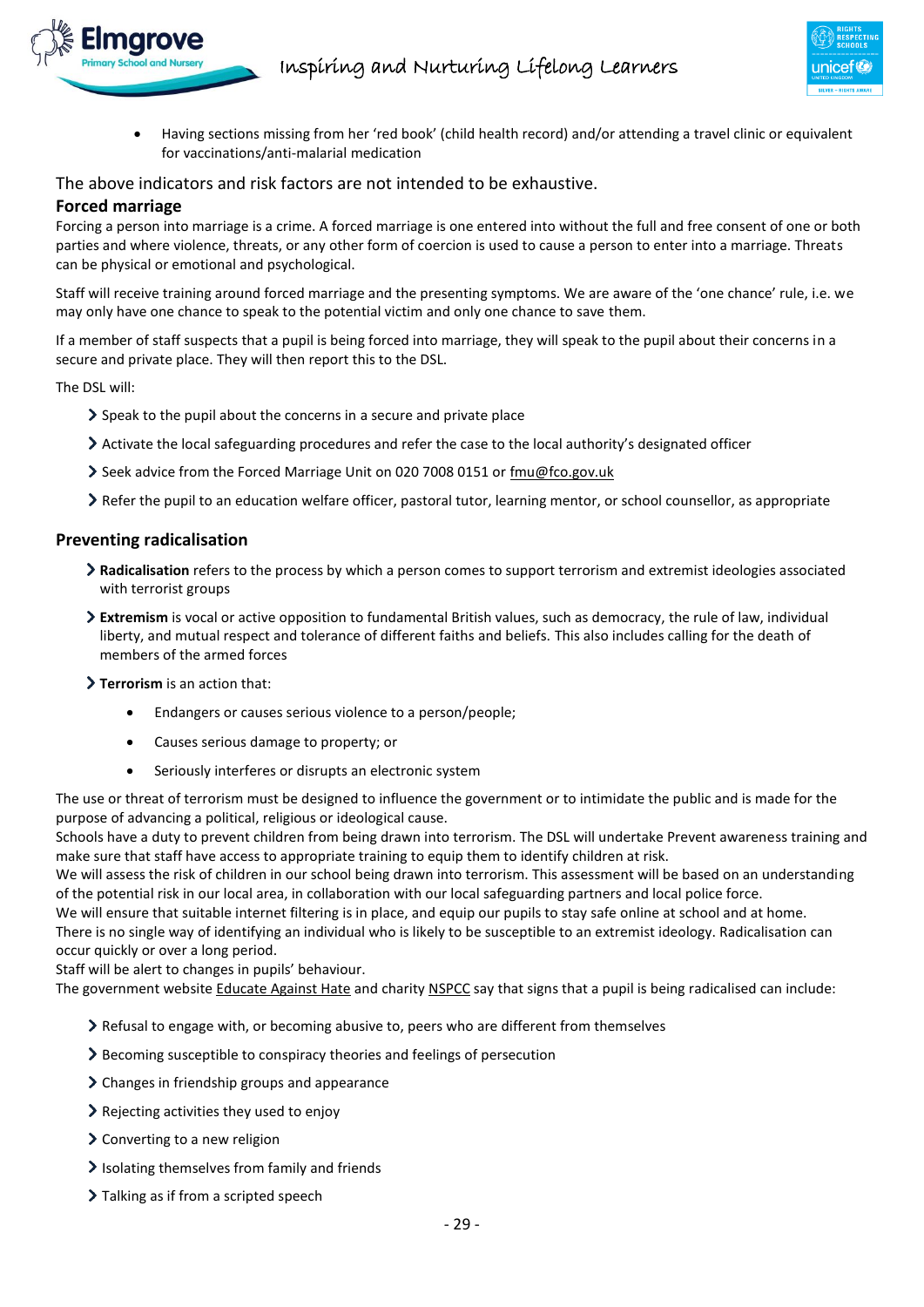- Having sections missing from her 'red book' (child health record) and/or attending a travel clinic or equivalent for vaccinations/anti-malarial medication

The above indicators and risk factors are not intended to be exhaustive.

### Forced marriage

Forcing a person into marriage is a crime. A forced marriage is one entered into without the full and free consent of one or both parties and where violence, threats, or any other form of coercion is used to cause a person to enter into a marriage. Threats can be physical or emotional and psychological.

Staff will receive training around forced marriage and the presenting symptoms. We are aware of the 'one chance' rule, i.e. we may only have one chance to speak to the potential victim and only one chance to save them.

If a member of staff suspects that a pupil is being forced into marriage, they will speak to the pupil about their concerns in a secure and private place. They will then report this to the DSL.

The DSL will:

- Speak to the pupil about the concerns in a secure and private place
- Activate the local safeguarding procedures and refer the case to the local authority's designated officer
- Seek advice from the Forced Marriage Unit on 020 7008 0151 or fmu@fco.gov.uk
- Refer the pupil to an education welfare officer, pastoral tutor, learning mentor, or school counsellor, as appropriate

### Preventing radicalisation

- **Radicalisation** refers to the process by which a person comes to support terrorism and extremist ideologies associated with terrorist groups
- **Extremism** is vocal or active opposition to fundamental British values, such as democracy, the rule of law, individual liberty, and mutual respect and tolerance of different faiths and beliefs. This also includes calling for the death of members of the armed forces
- **Terrorism** is an action that:
  - Endangers or causes serious violence to a person/people;
  - Causes serious damage to property; or
  - Seriously interferes or disrupts an electronic system

The use or threat of terrorism must be designed to influence the government or to intimidate the public and is made for the purpose of advancing a political, religious or ideological cause.

Schools have a duty to prevent children from being drawn into terrorism. The DSL will undertake Prevent awareness training and make sure that staff have access to appropriate training to equip them to identify children at risk.

We will assess the risk of children in our school being drawn into terrorism. This assessment will be based on an understanding of the potential risk in our local area, in collaboration with our local safeguarding partners and local police force.

We will ensure that suitable internet filtering is in place, and equip our pupils to stay safe online at school and at home.

There is no single way of identifying an individual who is likely to be susceptible to an extremist ideology. Radicalisation can occur quickly or over a long period.

Staff will be alert to changes in pupils' behaviour.

The government website Educate Against Hate and charity NSPCC say that signs that a pupil is being radicalised can include:

- Refusal to engage with, or becoming abusive to, peers who are different from themselves
- Becoming susceptible to conspiracy theories and feelings of persecution
- Changes in friendship groups and appearance
- Rejecting activities they used to enjoy
- Converting to a new religion
- Isolating themselves from family and friends
- Talking as if from a scripted speech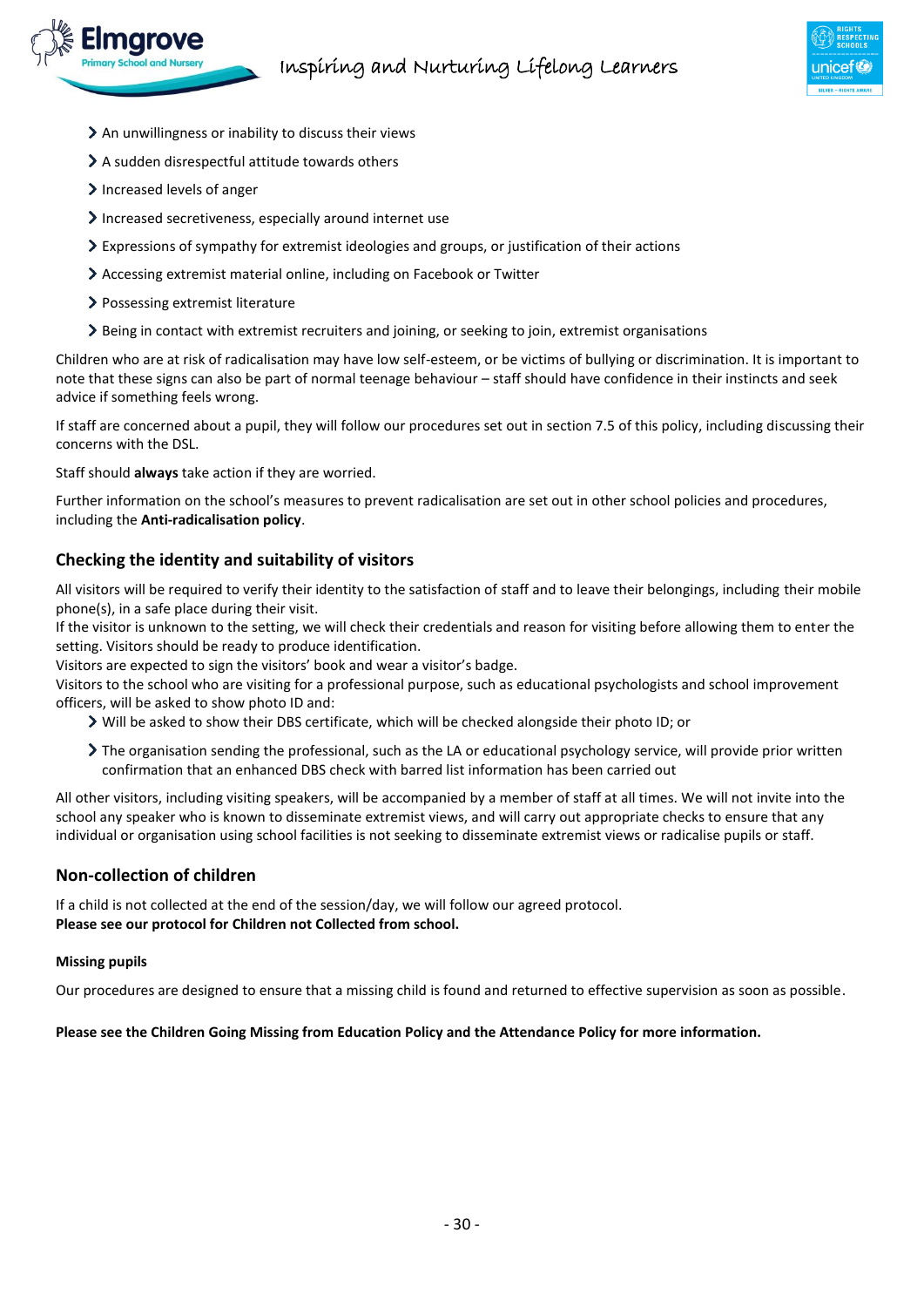- An unwillingness or inability to discuss their views
- A sudden disrespectful attitude towards others
- Increased levels of anger
- Increased secretiveness, especially around internet use
- Expressions of sympathy for extremist ideologies and groups, or justification of their actions
- Accessing extremist material online, including on Facebook or Twitter
- Possessing extremist literature
- Being in contact with extremist recruiters and joining, or seeking to join, extremist organisations

Children who are at risk of radicalisation may have low self-esteem, or be victims of bullying or discrimination. It is important to note that these signs can also be part of normal teenage behaviour – staff should have confidence in their instincts and seek advice if something feels wrong.

If staff are concerned about a pupil, they will follow our procedures set out in section 7.5 of this policy, including discussing their concerns with the DSL.

Staff should **always** take action if they are worried.

Further information on the school's measures to prevent radicalisation are set out in other school policies and procedures, including the **Anti-radicalisation policy**.

## Checking the identity and suitability of visitors

All visitors will be required to verify their identity to the satisfaction of staff and to leave their belongings, including their mobile phone(s), in a safe place during their visit.
If the visitor is unknown to the setting, we will check their credentials and reason for visiting before allowing them to enter the setting. Visitors should be ready to produce identification.
Visitors are expected to sign the visitors' book and wear a visitor's badge.
Visitors to the school who are visiting for a professional purpose, such as educational psychologists and school improvement officers, will be asked to show photo ID and:

- Will be asked to show their DBS certificate, which will be checked alongside their photo ID; or
- The organisation sending the professional, such as the LA or educational psychology service, will provide prior written confirmation that an enhanced DBS check with barred list information has been carried out

All other visitors, including visiting speakers, will be accompanied by a member of staff at all times. We will not invite into the school any speaker who is known to disseminate extremist views, and will carry out appropriate checks to ensure that any individual or organisation using school facilities is not seeking to disseminate extremist views or radicalise pupils or staff.

## Non-collection of children

If a child is not collected at the end of the session/day, we will follow our agreed protocol.
**Please see our protocol for Children not Collected from school.**

### Missing pupils

Our procedures are designed to ensure that a missing child is found and returned to effective supervision as soon as possible.

**Please see the Children Going Missing from Education Policy and the Attendance Policy for more information.**